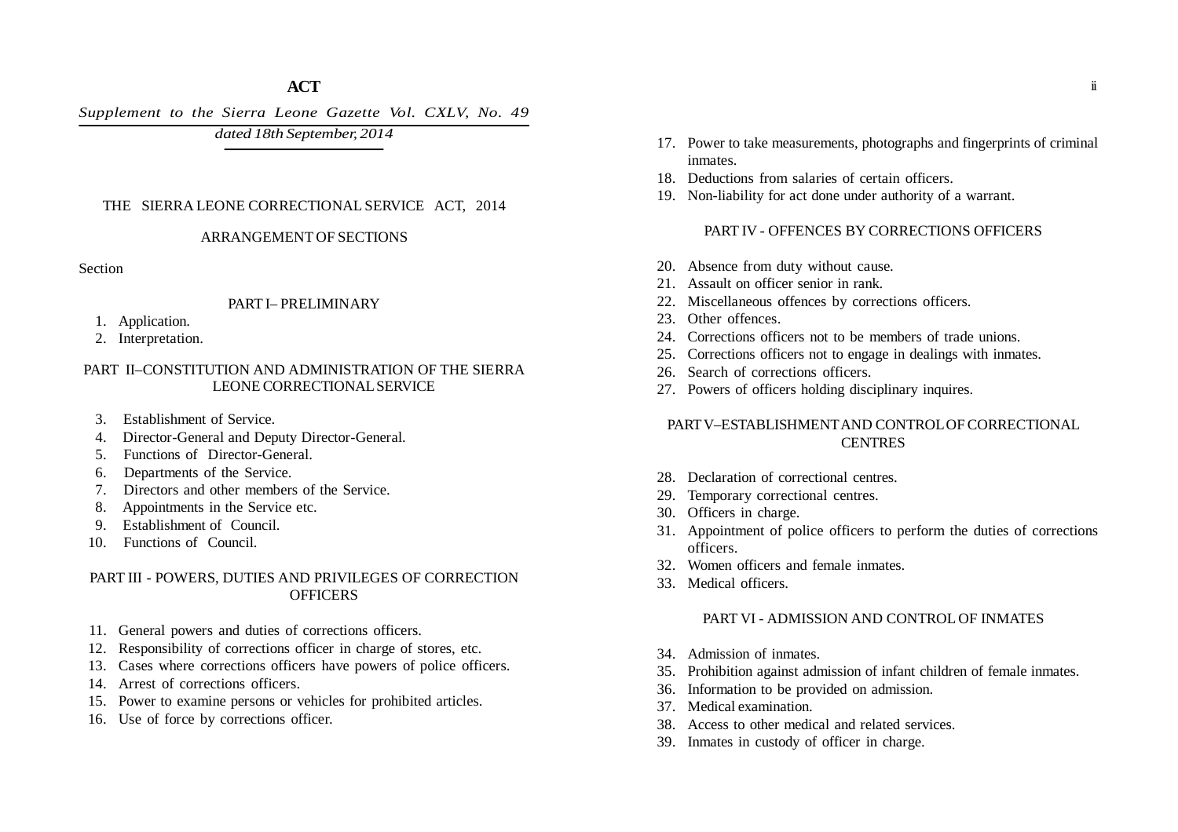**ACT**

*Supplement to the Sierra Leone Gazette Vol. CXLV, No. 49*

*dated 18th September, 2014*

THE SIERRA LEONE CORRECTIONAL SERVICE ACT, 2014

ARRANGEMENT OF SECTIONS

Section

PART I– PRELIMINARY

1. Application.
2. Interpretation.

PART II–CONSTITUTION AND ADMINISTRATION OF THE SIERRA LEONE CORRECTIONAL SERVICE

3. Establishment of Service.
4. Director-General and Deputy Director-General.
5. Functions of Director-General.
6. Departments of the Service.
7. Directors and other members of the Service.
8. Appointments in the Service etc.
9. Establishment of Council.
10. Functions of Council.

PART III - POWERS, DUTIES AND PRIVILEGES OF CORRECTION OFFICERS

11. General powers and duties of corrections officers.
12. Responsibility of corrections officer in charge of stores, etc.
13. Cases where corrections officers have powers of police officers.
14. Arrest of corrections officers.
15. Power to examine persons or vehicles for prohibited articles.
16. Use of force by corrections officer.
17. Power to take measurements, photographs and fingerprints of criminal inmates.
18. Deductions from salaries of certain officers.
19. Non-liability for act done under authority of a warrant.

PART IV - OFFENCES BY CORRECTIONS OFFICERS

20. Absence from duty without cause.
21. Assault on officer senior in rank.
22. Miscellaneous offences by corrections officers.
23. Other offences.
24. Corrections officers not to be members of trade unions.
25. Corrections officers not to engage in dealings with inmates.
26. Search of corrections officers.
27. Powers of officers holding disciplinary inquires.

PART V–ESTABLISHMENT AND CONTROL OF CORRECTIONAL CENTRES

28. Declaration of correctional centres.
29. Temporary correctional centres.
30. Officers in charge.
31. Appointment of police officers to perform the duties of corrections officers.
32. Women officers and female inmates.
33. Medical officers.

PART VI - ADMISSION AND CONTROL OF INMATES

34. Admission of inmates.
35. Prohibition against admission of infant children of female inmates.
36. Information to be provided on admission.
37. Medical examination.
38. Access to other medical and related services.
39. Inmates in custody of officer in charge.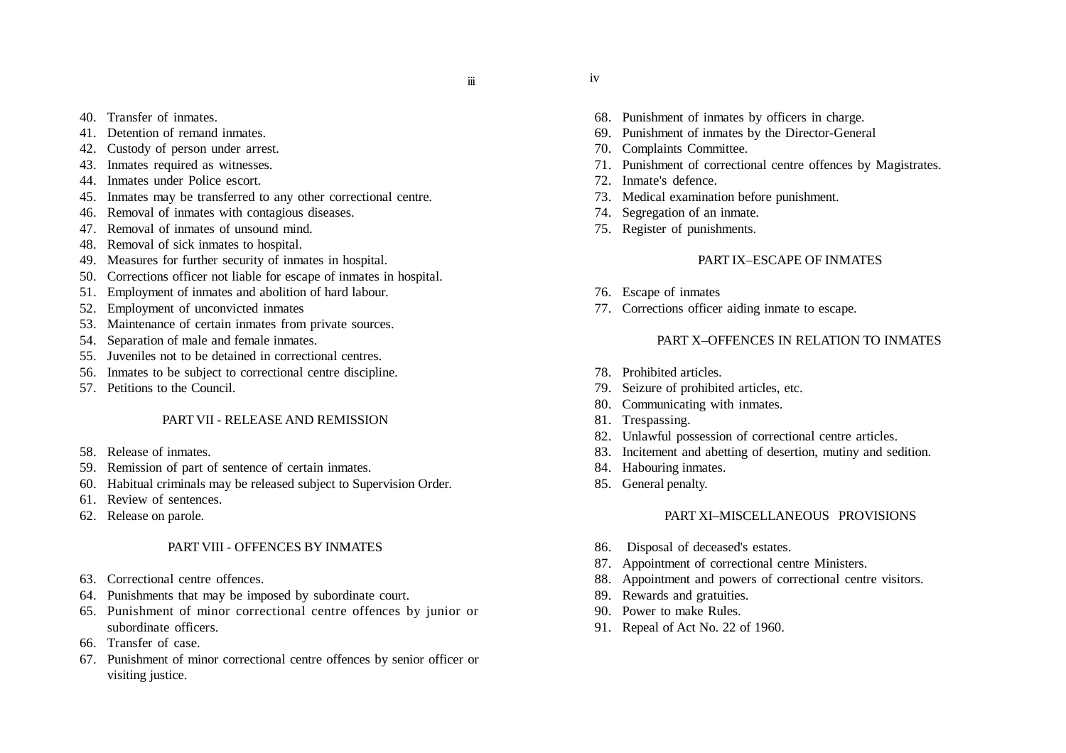40. Transfer of inmates.
41. Detention of remand inmates.
42. Custody of person under arrest.
43. Inmates required as witnesses.
44. Inmates under Police escort.
45. Inmates may be transferred to any other correctional centre.
46. Removal of inmates with contagious diseases.
47. Removal of inmates of unsound mind.
48. Removal of sick inmates to hospital.
49. Measures for further security of inmates in hospital.
50. Corrections officer not liable for escape of inmates in hospital.
51. Employment of inmates and abolition of hard labour.
52. Employment of unconvicted inmates
53. Maintenance of certain inmates from private sources.
54. Separation of male and female inmates.
55. Juveniles not to be detained in correctional centres.
56. Inmates to be subject to correctional centre discipline.
57. Petitions to the Council.

## PART VII - RELEASE AND REMISSION

58. Release of inmates.
59. Remission of part of sentence of certain inmates.
60. Habitual criminals may be released subject to Supervision Order.
61. Review of sentences.
62. Release on parole.

## PART VIII - OFFENCES BY INMATES

63. Correctional centre offences.
64. Punishments that may be imposed by subordinate court.
65. Punishment of minor correctional centre offences by junior or subordinate officers.
66. Transfer of case.
67. Punishment of minor correctional centre offences by senior officer or visiting justice.
68. Punishment of inmates by officers in charge.
69. Punishment of inmates by the Director-General
70. Complaints Committee.
71. Punishment of correctional centre offences by Magistrates.
72. Inmate's defence.
73. Medical examination before punishment.
74. Segregation of an inmate.
75. Register of punishments.

## PART IX–ESCAPE OF INMATES

76. Escape of inmates
77. Corrections officer aiding inmate to escape.

## PART X–OFFENCES IN RELATION TO INMATES

78. Prohibited articles.
79. Seizure of prohibited articles, etc.
80. Communicating with inmates.
81. Trespassing.
82. Unlawful possession of correctional centre articles.
83. Incitement and abetting of desertion, mutiny and sedition.
84. Habouring inmates.
85. General penalty.

## PART XI–MISCELLANEOUS PROVISIONS

86. Disposal of deceased's estates.
87. Appointment of correctional centre Ministers.
88. Appointment and powers of correctional centre visitors.
89. Rewards and gratuities.
90. Power to make Rules.
91. Repeal of Act No. 22 of 1960.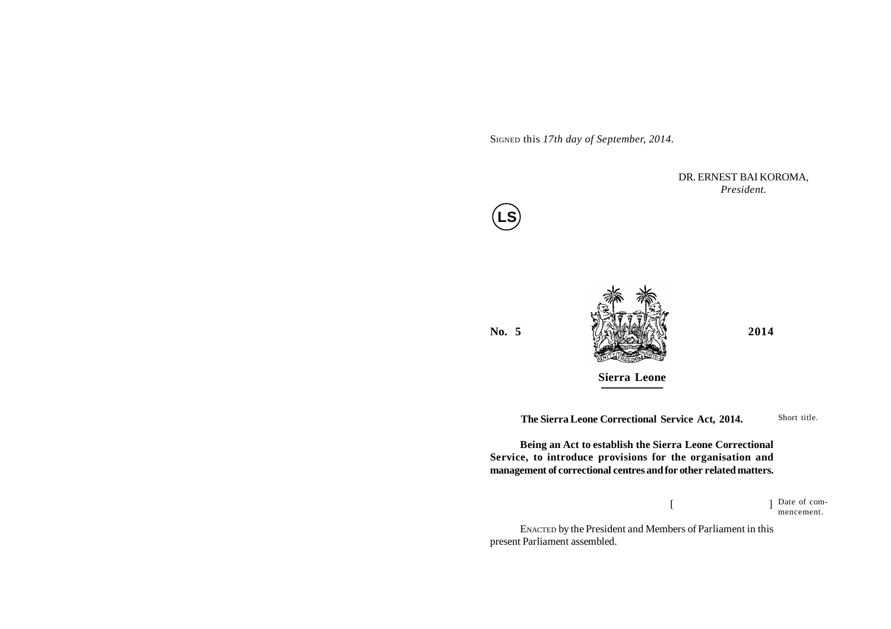SIGNED this *17th day of September, 2014.*

DR. ERNEST BAI KOROMA,
*President.*

LS

**No. 5** **2014**

**Sierra Leone**

**The Sierra Leone Correctional Service Act, 2014.** Short title.

**Being an Act to establish the Sierra Leone Correctional Service, to introduce provisions for the organisation and management of correctional centres and for other related matters.**

[ ] Date of commencement.

ENACTED by the President and Members of Parliament in this present Parliament assembled.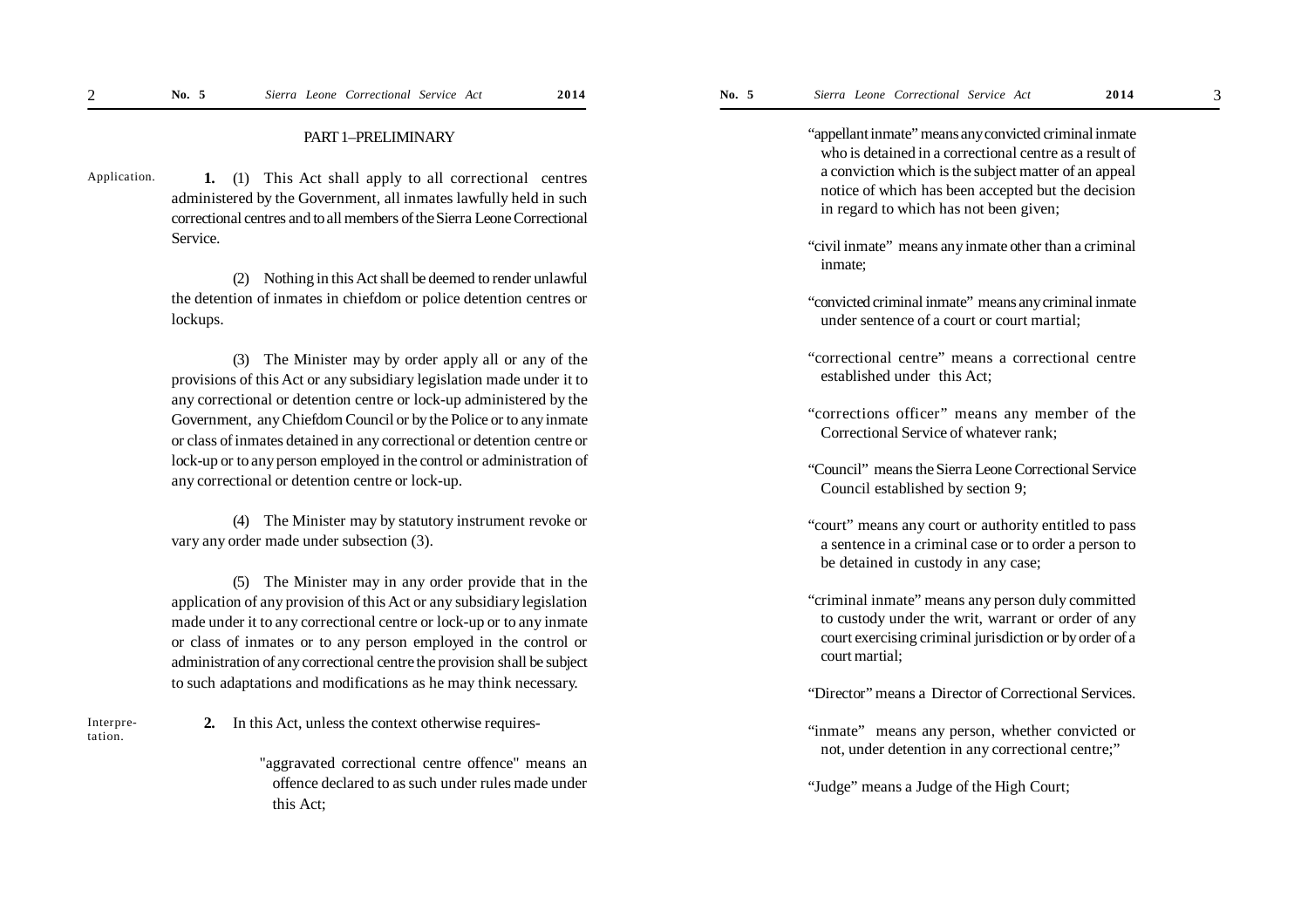## PART 1–PRELIMINARY

Application.

**1.** (1) This Act shall apply to all correctional centres administered by the Government, all inmates lawfully held in such correctional centres and to all members of the Sierra Leone Correctional Service.

(2) Nothing in this Act shall be deemed to render unlawful the detention of inmates in chiefdom or police detention centres or lockups.

(3) The Minister may by order apply all or any of the provisions of this Act or any subsidiary legislation made under it to any correctional or detention centre or lock-up administered by the Government, any Chiefdom Council or by the Police or to any inmate or class of inmates detained in any correctional or detention centre or lock-up or to any person employed in the control or administration of any correctional or detention centre or lock-up.

(4) The Minister may by statutory instrument revoke or vary any order made under subsection (3).

(5) The Minister may in any order provide that in the application of any provision of this Act or any subsidiary legislation made under it to any correctional centre or lock-up or to any inmate or class of inmates or to any person employed in the control or administration of any correctional centre the provision shall be subject to such adaptations and modifications as he may think necessary.

Interpretation.

**2.** In this Act, unless the context otherwise requires-

"aggravated correctional centre offence" means an offence declared to as such under rules made under this Act;

"appellant inmate" means any convicted criminal inmate who is detained in a correctional centre as a result of a conviction which is the subject matter of an appeal notice of which has been accepted but the decision in regard to which has not been given;

"civil inmate" means any inmate other than a criminal inmate;

"convicted criminal inmate" means any criminal inmate under sentence of a court or court martial;

"correctional centre" means a correctional centre established under this Act;

"corrections officer" means any member of the Correctional Service of whatever rank;

"Council" means the Sierra Leone Correctional Service Council established by section 9;

"court" means any court or authority entitled to pass a sentence in a criminal case or to order a person to be detained in custody in any case;

"criminal inmate" means any person duly committed to custody under the writ, warrant or order of any court exercising criminal jurisdiction or by order of a court martial;

"Director" means a Director of Correctional Services.

"inmate" means any person, whether convicted or not, under detention in any correctional centre;"

"Judge" means a Judge of the High Court;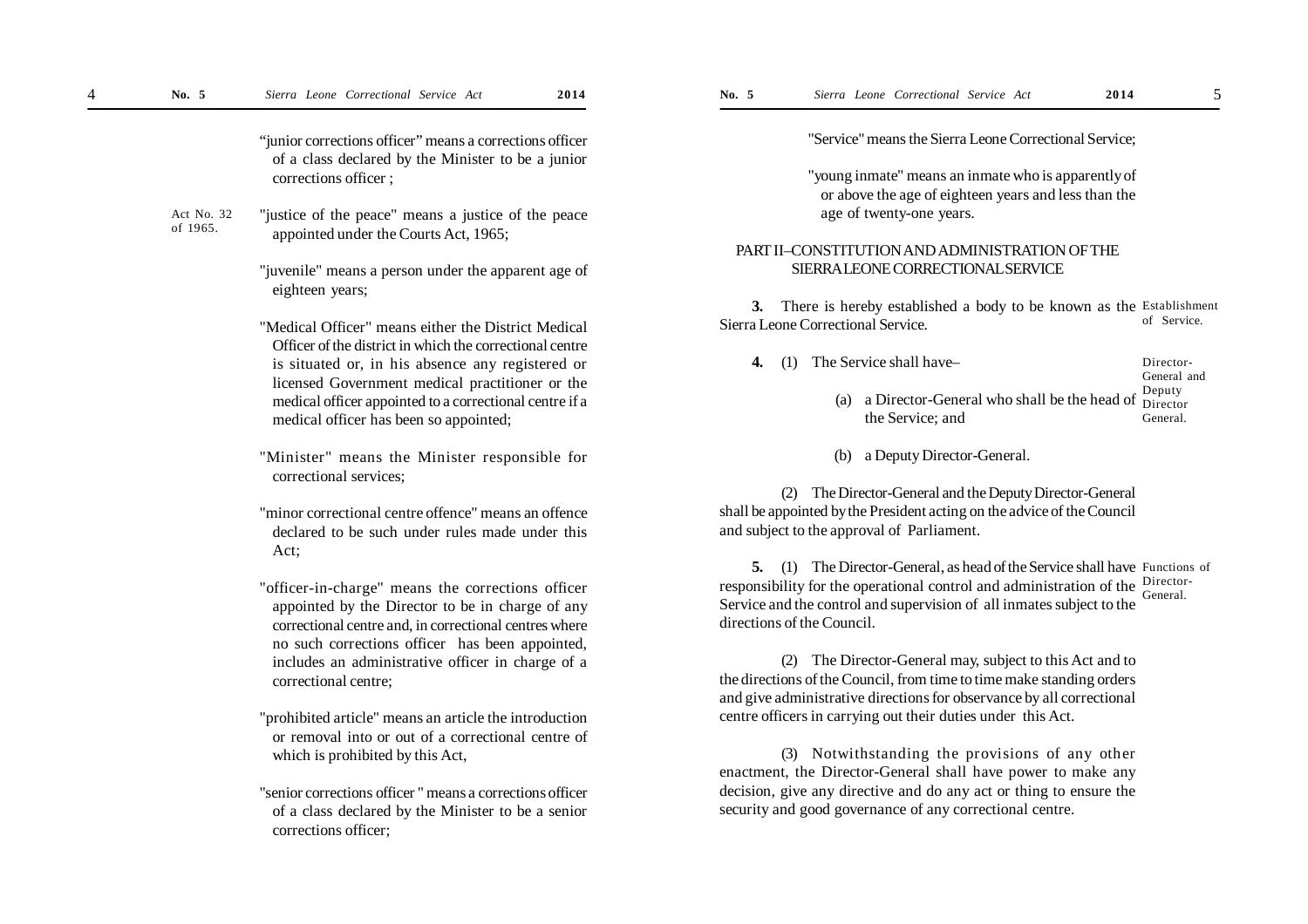"junior corrections officer" means a corrections officer of a class declared by the Minister to be a junior corrections officer ;

"justice of the peace" means a justice of the peace appointed under the Courts Act, 1965;

Act No. 32 of 1965.

"juvenile" means a person under the apparent age of eighteen years;

"Medical Officer" means either the District Medical Officer of the district in which the correctional centre is situated or, in his absence any registered or licensed Government medical practitioner or the medical officer appointed to a correctional centre if a medical officer has been so appointed;

"Minister" means the Minister responsible for correctional services;

"minor correctional centre offence" means an offence declared to be such under rules made under this Act;

"officer-in-charge" means the corrections officer appointed by the Director to be in charge of any correctional centre and, in correctional centres where no such corrections officer has been appointed, includes an administrative officer in charge of a correctional centre;

"prohibited article" means an article the introduction or removal into or out of a correctional centre of which is prohibited by this Act,

"senior corrections officer " means a corrections officer of a class declared by the Minister to be a senior corrections officer;

"Service" means the Sierra Leone Correctional Service;

"young inmate" means an inmate who is apparently of or above the age of eighteen years and less than the age of twenty-one years.

## PART II–CONSTITUTION AND ADMINISTRATION OF THE SIERRA LEONE CORRECTIONAL SERVICE

Establishment of Service.

**3.** There is hereby established a body to be known as the Sierra Leone Correctional Service.

Director-General and Deputy Director General.

**4.** (1) The Service shall have–

(a) a Director-General who shall be the head of the Service; and

(b) a Deputy Director-General.

(2) The Director-General and the Deputy Director-General shall be appointed by the President acting on the advice of the Council and subject to the approval of Parliament.

Functions of Director-General.

**5.** (1) The Director-General, as head of the Service shall have responsibility for the operational control and administration of the Service and the control and supervision of all inmates subject to the directions of the Council.

(2) The Director-General may, subject to this Act and to the directions of the Council, from time to time make standing orders and give administrative directions for observance by all correctional centre officers in carrying out their duties under this Act.

(3) Notwithstanding the provisions of any other enactment, the Director-General shall have power to make any decision, give any directive and do any act or thing to ensure the security and good governance of any correctional centre.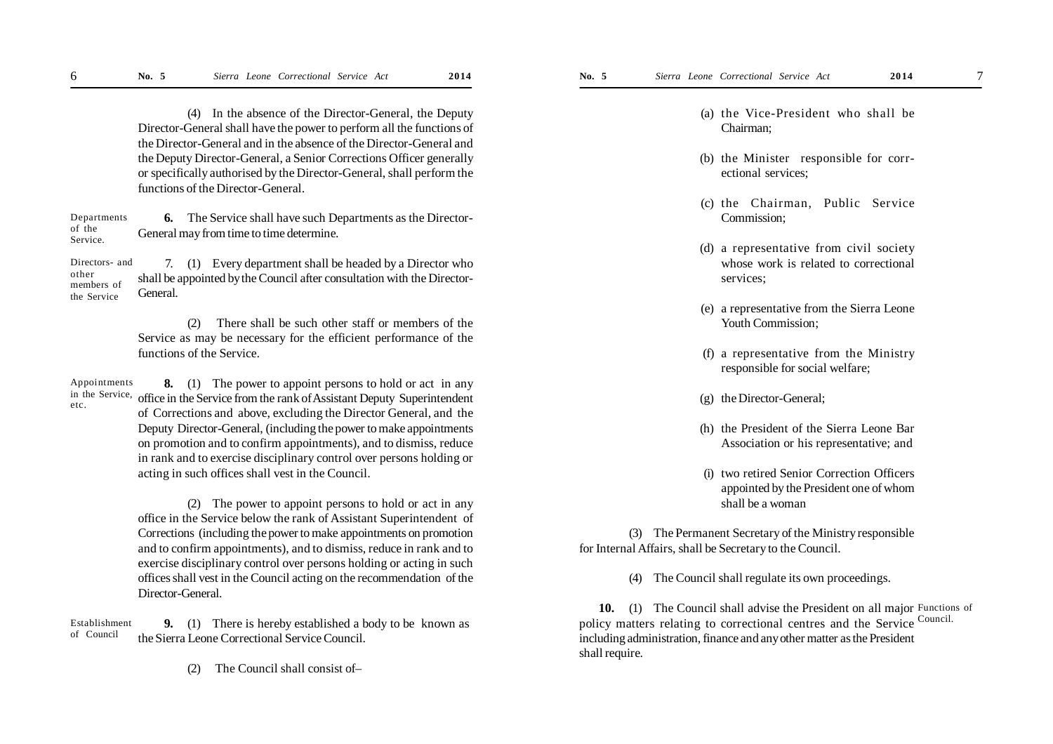(4) In the absence of the Director-General, the Deputy Director-General shall have the power to perform all the functions of the Director-General and in the absence of the Director-General and the Deputy Director-General, a Senior Corrections Officer generally or specifically authorised by the Director-General, shall perform the functions of the Director-General.

Departments of the Service.

**6.** The Service shall have such Departments as the Director-General may from time to time determine.

Directors- and other members of the Service

7. (1) Every department shall be headed by a Director who shall be appointed by the Council after consultation with the Director-General.

(2) There shall be such other staff or members of the Service as may be necessary for the efficient performance of the functions of the Service.

Appointments in the Service, etc.

**8.** (1) The power to appoint persons to hold or act in any office in the Service from the rank of Assistant Deputy Superintendent of Corrections and above, excluding the Director General, and the Deputy Director-General, (including the power to make appointments on promotion and to confirm appointments), and to dismiss, reduce in rank and to exercise disciplinary control over persons holding or acting in such offices shall vest in the Council.

(2) The power to appoint persons to hold or act in any office in the Service below the rank of Assistant Superintendent of Corrections (including the power to make appointments on promotion and to confirm appointments), and to dismiss, reduce in rank and to exercise disciplinary control over persons holding or acting in such offices shall vest in the Council acting on the recommendation of the Director-General.

Establishment of Council

**9.** (1) There is hereby established a body to be known as the Sierra Leone Correctional Service Council.

(2) The Council shall consist of–

(a) the Vice-President who shall be Chairman;

(b) the Minister responsible for correctional services;

(c) the Chairman, Public Service Commission;

(d) a representative from civil society whose work is related to correctional services;

(e) a representative from the Sierra Leone Youth Commission;

(f) a representative from the Ministry responsible for social welfare;

(g) the Director-General;

(h) the President of the Sierra Leone Bar Association or his representative; and

(i) two retired Senior Correction Officers appointed by the President one of whom shall be a woman

(3) The Permanent Secretary of the Ministry responsible for Internal Affairs, shall be Secretary to the Council.

(4) The Council shall regulate its own proceedings.

Functions of Council.

**10.** (1) The Council shall advise the President on all major policy matters relating to correctional centres and the Service including administration, finance and any other matter as the President shall require.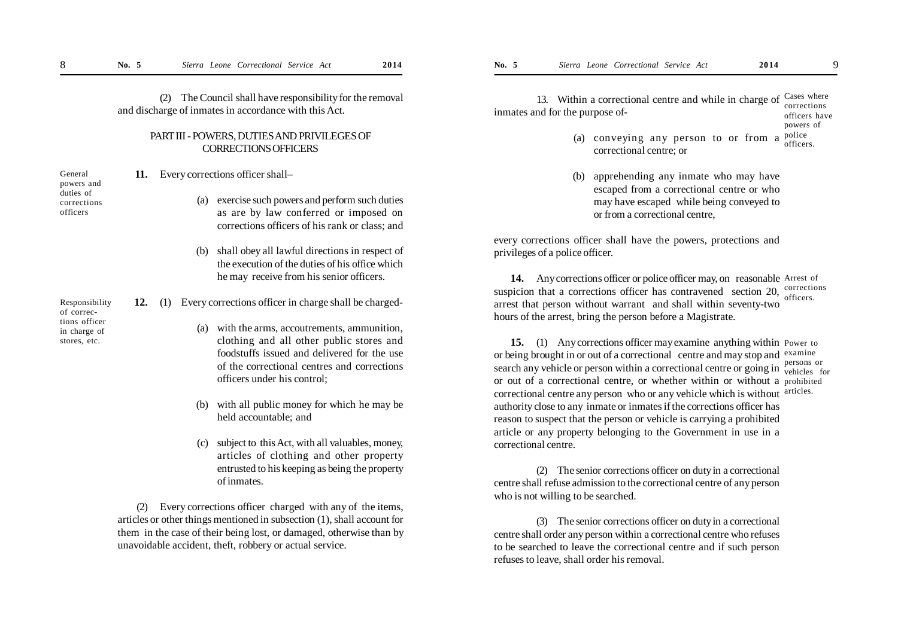(2) The Council shall have responsibility for the removal and discharge of inmates in accordance with this Act.

## PART III - POWERS, DUTIES AND PRIVILEGES OF CORRECTIONS OFFICERS

General powers and duties of corrections officers

**11.** Every corrections officer shall–

(a) exercise such powers and perform such duties as are by law conferred or imposed on corrections officers of his rank or class; and

(b) shall obey all lawful directions in respect of the execution of the duties of his office which he may receive from his senior officers.

Responsibility of corrections officer in charge of stores, etc.

**12.** (1) Every corrections officer in charge shall be charged-

(a) with the arms, accoutrements, ammunition, clothing and all other public stores and foodstuffs issued and delivered for the use of the correctional centres and corrections officers under his control;

(b) with all public money for which he may be held accountable; and

(c) subject to this Act, with all valuables, money, articles of clothing and other property entrusted to his keeping as being the property of inmates.

(2) Every corrections officer charged with any of the items, articles or other things mentioned in subsection (1), shall account for them in the case of their being lost, or damaged, otherwise than by unavoidable accident, theft, robbery or actual service.

Cases where corrections officers have powers of police officers.

13. Within a correctional centre and while in charge of inmates and for the purpose of-

(a) conveying any person to or from a correctional centre; or

(b) apprehending any inmate who may have escaped from a correctional centre or who may have escaped while being conveyed to or from a correctional centre,

every corrections officer shall have the powers, protections and privileges of a police officer.

Arrest of corrections officers.

**14.** Any corrections officer or police officer may, on reasonable suspicion that a corrections officer has contravened section 20, arrest that person without warrant and shall within seventy-two hours of the arrest, bring the person before a Magistrate.

Power to examine persons or vehicles for prohibited articles.

**15.** (1) Any corrections officer may examine anything within or being brought in or out of a correctional centre and may stop and search any vehicle or person within a correctional centre or going in or out of a correctional centre, or whether within or without a correctional centre any person who or any vehicle which is without authority close to any inmate or inmates if the corrections officer has reason to suspect that the person or vehicle is carrying a prohibited article or any property belonging to the Government in use in a correctional centre.

(2) The senior corrections officer on duty in a correctional centre shall refuse admission to the correctional centre of any person who is not willing to be searched.

(3) The senior corrections officer on duty in a correctional centre shall order any person within a correctional centre who refuses to be searched to leave the correctional centre and if such person refuses to leave, shall order his removal.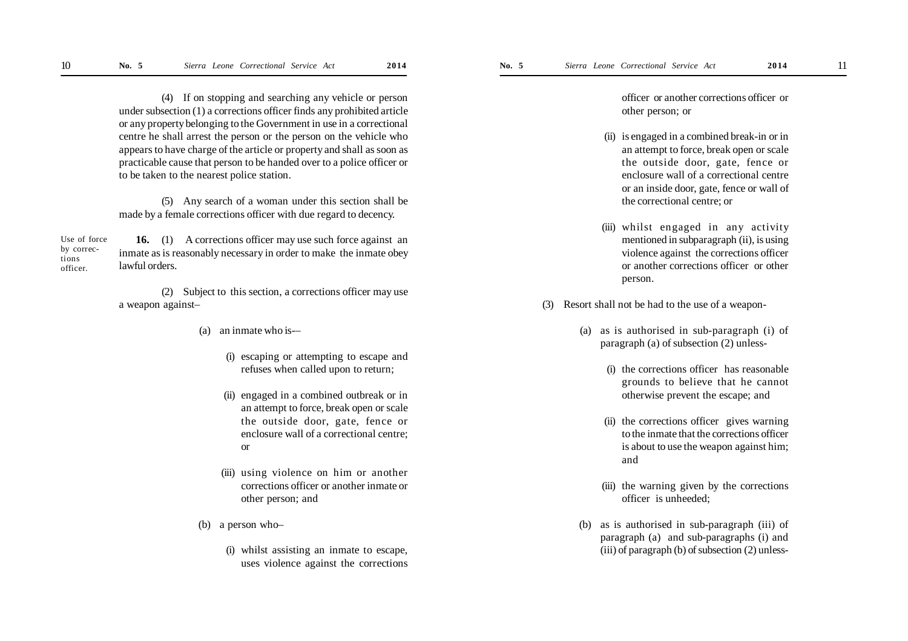(4) If on stopping and searching any vehicle or person under subsection (1) a corrections officer finds any prohibited article or any property belonging to the Government in use in a correctional centre he shall arrest the person or the person on the vehicle who appears to have charge of the article or property and shall as soon as practicable cause that person to be handed over to a police officer or to be taken to the nearest police station.

(5) Any search of a woman under this section shall be made by a female corrections officer with due regard to decency.

*Use of force by corrections officer.*

**16.** (1) A corrections officer may use such force against an inmate as is reasonably necessary in order to make the inmate obey lawful orders.

(2) Subject to this section, a corrections officer may use a weapon against–

(a) an inmate who is-–

(i) escaping or attempting to escape and refuses when called upon to return;

(ii) engaged in a combined outbreak or in an attempt to force, break open or scale the outside door, gate, fence or enclosure wall of a correctional centre; or

(iii) using violence on him or another corrections officer or another inmate or other person; and

(b) a person who–

(i) whilst assisting an inmate to escape, uses violence against the corrections officer or another corrections officer or other person; or

(ii) is engaged in a combined break-in or in an attempt to force, break open or scale the outside door, gate, fence or enclosure wall of a correctional centre or an inside door, gate, fence or wall of the correctional centre; or

(iii) whilst engaged in any activity mentioned in subparagraph (ii), is using violence against the corrections officer or another corrections officer or other person.

(3) Resort shall not be had to the use of a weapon-

(a) as is authorised in sub-paragraph (i) of paragraph (a) of subsection (2) unless-

(i) the corrections officer has reasonable grounds to believe that he cannot otherwise prevent the escape; and

(ii) the corrections officer gives warning to the inmate that the corrections officer is about to use the weapon against him; and

(iii) the warning given by the corrections officer is unheeded;

(b) as is authorised in sub-paragraph (iii) of paragraph (a) and sub-paragraphs (i) and (iii) of paragraph (b) of subsection (2) unless-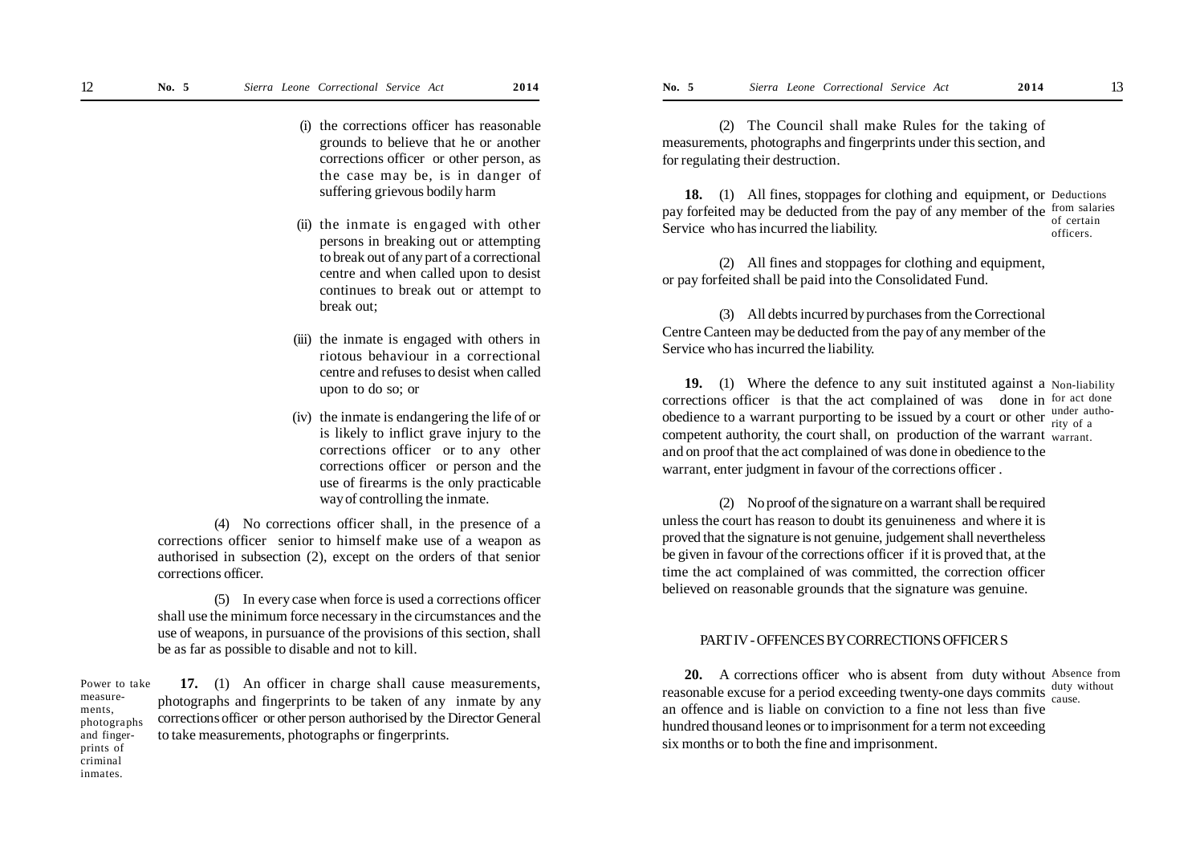(i) the corrections officer has reasonable grounds to believe that he or another corrections officer or other person, as the case may be, is in danger of suffering grievous bodily harm

(ii) the inmate is engaged with other persons in breaking out or attempting to break out of any part of a correctional centre and when called upon to desist continues to break out or attempt to break out;

(iii) the inmate is engaged with others in riotous behaviour in a correctional centre and refuses to desist when called upon to do so; or

(iv) the inmate is endangering the life of or is likely to inflict grave injury to the corrections officer or to any other corrections officer or person and the use of firearms is the only practicable way of controlling the inmate.

(4) No corrections officer shall, in the presence of a corrections officer senior to himself make use of a weapon as authorised in subsection (2), except on the orders of that senior corrections officer.

(5) In every case when force is used a corrections officer shall use the minimum force necessary in the circumstances and the use of weapons, in pursuance of the provisions of this section, shall be as far as possible to disable and not to kill.

Power to take measurements, photographs and fingerprints of criminal inmates.

**17.** (1) An officer in charge shall cause measurements, photographs and fingerprints to be taken of any inmate by any corrections officer or other person authorised by the Director General to take measurements, photographs or fingerprints.

(2) The Council shall make Rules for the taking of measurements, photographs and fingerprints under this section, and for regulating their destruction.

Deductions from salaries of certain officers.

**18.** (1) All fines, stoppages for clothing and equipment, or pay forfeited may be deducted from the pay of any member of the Service who has incurred the liability.

(2) All fines and stoppages for clothing and equipment, or pay forfeited shall be paid into the Consolidated Fund.

(3) All debts incurred by purchases from the Correctional Centre Canteen may be deducted from the pay of any member of the Service who has incurred the liability.

Non-liability for act done under authority of a warrant.

**19.** (1) Where the defence to any suit instituted against a corrections officer is that the act complained of was done in obedience to a warrant purporting to be issued by a court or other competent authority, the court shall, on production of the warrant and on proof that the act complained of was done in obedience to the warrant, enter judgment in favour of the corrections officer .

(2) No proof of the signature on a warrant shall be required unless the court has reason to doubt its genuineness and where it is proved that the signature is not genuine, judgement shall nevertheless be given in favour of the corrections officer if it is proved that, at the time the act complained of was committed, the correction officer believed on reasonable grounds that the signature was genuine.

## PART IV - OFFENCES BY CORRECTIONS OFFICERS

Absence from duty without cause.

**20.** A corrections officer who is absent from duty without reasonable excuse for a period exceeding twenty-one days commits an offence and is liable on conviction to a fine not less than five hundred thousand leones or to imprisonment for a term not exceeding six months or to both the fine and imprisonment.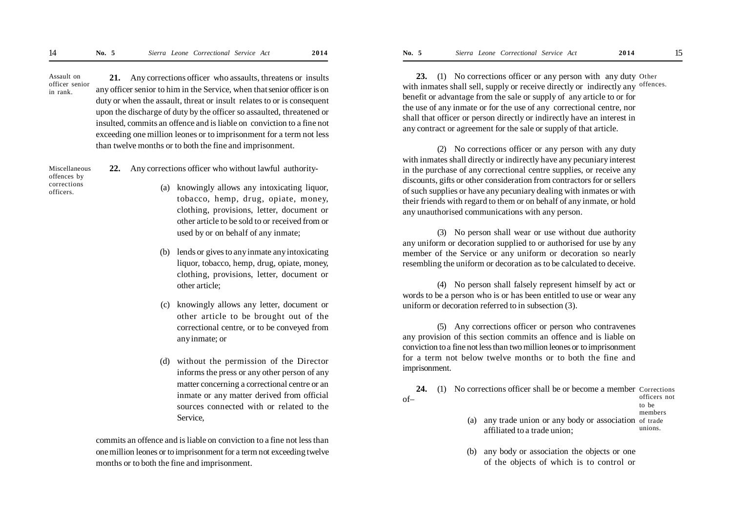**Assault on officer senior in rank.**

**21.** Any corrections officer who assaults, threatens or insults any officer senior to him in the Service, when that senior officer is on duty or when the assault, threat or insult relates to or is consequent upon the discharge of duty by the officer so assaulted, threatened or insulted, commits an offence and is liable on conviction to a fine not exceeding one million leones or to imprisonment for a term not less than twelve months or to both the fine and imprisonment.

**Miscellaneous offences by corrections officers.**

**22.** Any corrections officer who without lawful authority-

(a) knowingly allows any intoxicating liquor, tobacco, hemp, drug, opiate, money, clothing, provisions, letter, document or other article to be sold to or received from or used by or on behalf of any inmate;

(b) lends or gives to any inmate any intoxicating liquor, tobacco, hemp, drug, opiate, money, clothing, provisions, letter, document or other article;

(c) knowingly allows any letter, document or other article to be brought out of the correctional centre, or to be conveyed from any inmate; or

(d) without the permission of the Director informs the press or any other person of any matter concerning a correctional centre or an inmate or any matter derived from official sources connected with or related to the Service,

commits an offence and is liable on conviction to a fine not less than one million leones or to imprisonment for a term not exceeding twelve months or to both the fine and imprisonment.

**Other offences.**

**23.** (1) No corrections officer or any person with any duty with inmates shall sell, supply or receive directly or indirectly any benefit or advantage from the sale or supply of any article to or for the use of any inmate or for the use of any correctional centre, nor shall that officer or person directly or indirectly have an interest in any contract or agreement for the sale or supply of that article.

(2) No corrections officer or any person with any duty with inmates shall directly or indirectly have any pecuniary interest in the purchase of any correctional centre supplies, or receive any discounts, gifts or other consideration from contractors for or sellers of such supplies or have any pecuniary dealing with inmates or with their friends with regard to them or on behalf of any inmate, or hold any unauthorised communications with any person.

(3) No person shall wear or use without due authority any uniform or decoration supplied to or authorised for use by any member of the Service or any uniform or decoration so nearly resembling the uniform or decoration as to be calculated to deceive.

(4) No person shall falsely represent himself by act or words to be a person who is or has been entitled to use or wear any uniform or decoration referred to in subsection (3).

(5) Any corrections officer or person who contravenes any provision of this section commits an offence and is liable on conviction to a fine not less than two million leones or to imprisonment for a term not below twelve months or to both the fine and imprisonment.

**Corrections officers not to be members of trade unions.**

**24.** (1) No corrections officer shall be or become a member of–

(a) any trade union or any body or association affiliated to a trade union;

(b) any body or association the objects or one of the objects of which is to control or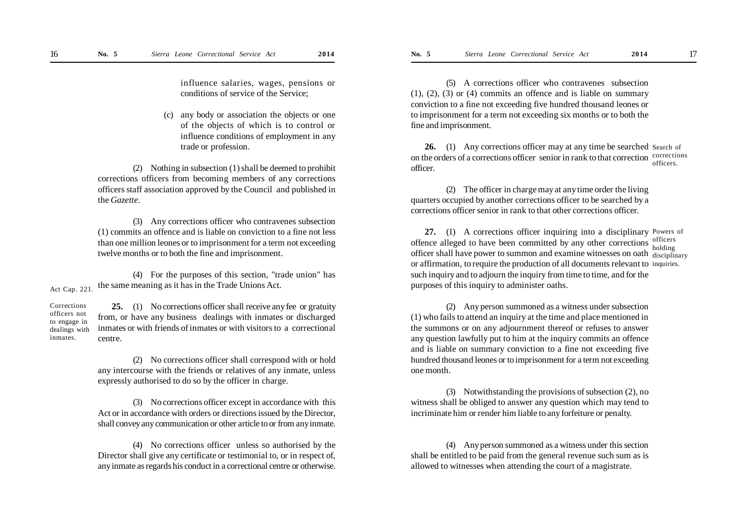influence salaries, wages, pensions or conditions of service of the Service;

(c) any body or association the objects or one of the objects of which is to control or influence conditions of employment in any trade or profession.

(2) Nothing in subsection (1) shall be deemed to prohibit corrections officers from becoming members of any corrections officers staff association approved by the Council and published in the *Gazette*.

(3) Any corrections officer who contravenes subsection (1) commits an offence and is liable on conviction to a fine not less than one million leones or to imprisonment for a term not exceeding twelve months or to both the fine and imprisonment.

(4) For the purposes of this section, "trade union" has the same meaning as it has in the Trade Unions Act.

Act Cap. 221.

Corrections officers not to engage in dealings with inmates.

**25.** (1) No corrections officer shall receive any fee or gratuity from, or have any business dealings with inmates or discharged inmates or with friends of inmates or with visitors to a correctional centre.

(2) No corrections officer shall correspond with or hold any intercourse with the friends or relatives of any inmate, unless expressly authorised to do so by the officer in charge.

(3) No corrections officer except in accordance with this Act or in accordance with orders or directions issued by the Director, shall convey any communication or other article to or from any inmate.

(4) No corrections officer unless so authorised by the Director shall give any certificate or testimonial to, or in respect of, any inmate as regards his conduct in a correctional centre or otherwise.

(5) A corrections officer who contravenes subsection (1), (2), (3) or (4) commits an offence and is liable on summary conviction to a fine not exceeding five hundred thousand leones or to imprisonment for a term not exceeding six months or to both the fine and imprisonment.

Search of corrections officers.

**26.** (1) Any corrections officer may at any time be searched on the orders of a corrections officer senior in rank to that correction officer.

(2) The officer in charge may at any time order the living quarters occupied by another corrections officer to be searched by a corrections officer senior in rank to that other corrections officer.

Powers of officers holding disciplinary inquiries.

**27.** (1) A corrections officer inquiring into a disciplinary offence alleged to have been committed by any other corrections officer shall have power to summon and examine witnesses on oath or affirmation, to require the production of all documents relevant to such inquiry and to adjourn the inquiry from time to time, and for the purposes of this inquiry to administer oaths.

(2) Any person summoned as a witness under subsection (1) who fails to attend an inquiry at the time and place mentioned in the summons or on any adjournment thereof or refuses to answer any question lawfully put to him at the inquiry commits an offence and is liable on summary conviction to a fine not exceeding five hundred thousand leones or to imprisonment for a term not exceeding one month.

(3) Notwithstanding the provisions of subsection (2), no witness shall be obliged to answer any question which may tend to incriminate him or render him liable to any forfeiture or penalty.

(4) Any person summoned as a witness under this section shall be entitled to be paid from the general revenue such sum as is allowed to witnesses when attending the court of a magistrate.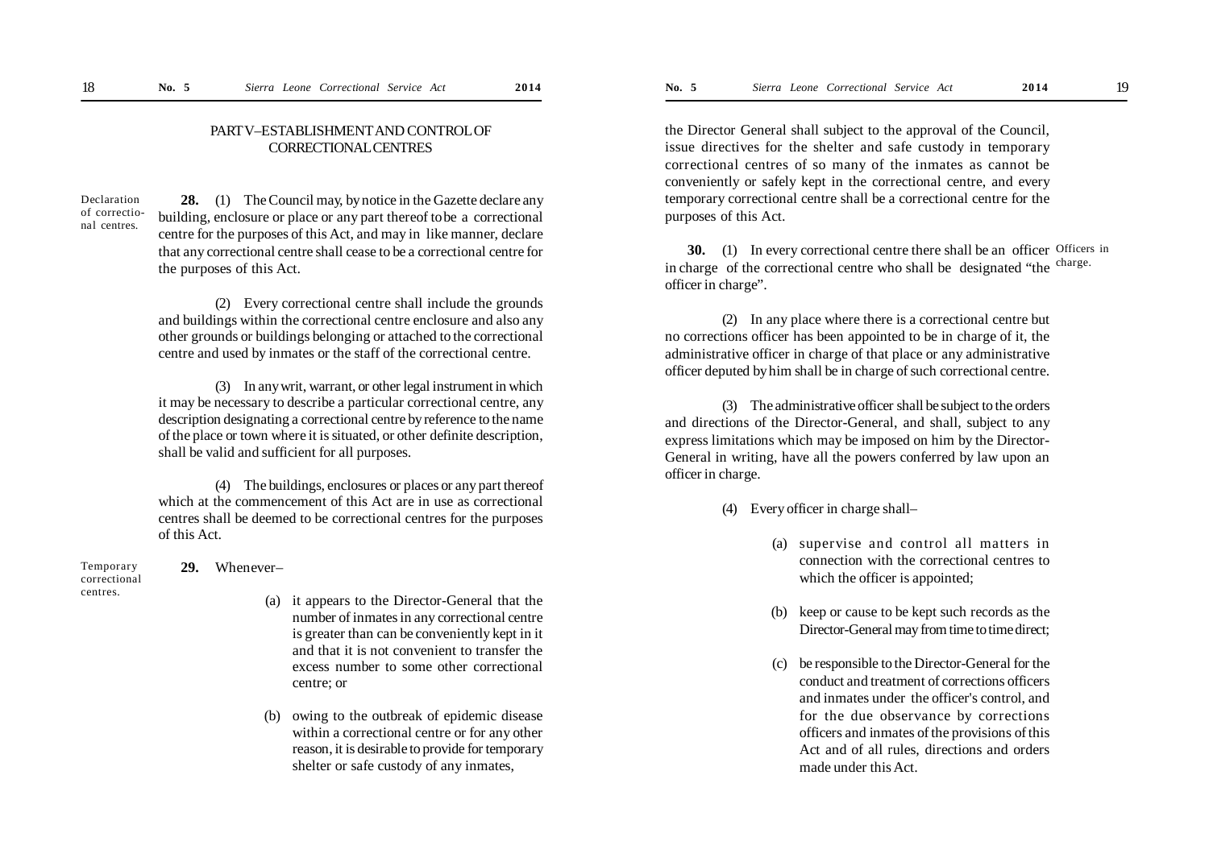## PART V–ESTABLISHMENT AND CONTROL OF CORRECTIONAL CENTRES

Declaration of correctional centres.

**28.** (1) The Council may, by notice in the Gazette declare any building, enclosure or place or any part thereof to be a correctional centre for the purposes of this Act, and may in like manner, declare that any correctional centre shall cease to be a correctional centre for the purposes of this Act.

(2) Every correctional centre shall include the grounds and buildings within the correctional centre enclosure and also any other grounds or buildings belonging or attached to the correctional centre and used by inmates or the staff of the correctional centre.

(3) In any writ, warrant, or other legal instrument in which it may be necessary to describe a particular correctional centre, any description designating a correctional centre by reference to the name of the place or town where it is situated, or other definite description, shall be valid and sufficient for all purposes.

(4) The buildings, enclosures or places or any part thereof which at the commencement of this Act are in use as correctional centres shall be deemed to be correctional centres for the purposes of this Act.

Temporary correctional centres.

**29.** Whenever–

(a) it appears to the Director-General that the number of inmates in any correctional centre is greater than can be conveniently kept in it and that it is not convenient to transfer the excess number to some other correctional centre; or

(b) owing to the outbreak of epidemic disease within a correctional centre or for any other reason, it is desirable to provide for temporary shelter or safe custody of any inmates,

the Director General shall subject to the approval of the Council, issue directives for the shelter and safe custody in temporary correctional centres of so many of the inmates as cannot be conveniently or safely kept in the correctional centre, and every temporary correctional centre shall be a correctional centre for the purposes of this Act.

Officers in charge.

**30.** (1) In every correctional centre there shall be an officer in charge of the correctional centre who shall be designated "the officer in charge".

(2) In any place where there is a correctional centre but no corrections officer has been appointed to be in charge of it, the administrative officer in charge of that place or any administrative officer deputed by him shall be in charge of such correctional centre.

(3) The administrative officer shall be subject to the orders and directions of the Director-General, and shall, subject to any express limitations which may be imposed on him by the Director-General in writing, have all the powers conferred by law upon an officer in charge.

(4) Every officer in charge shall–

(a) supervise and control all matters in connection with the correctional centres to which the officer is appointed;

(b) keep or cause to be kept such records as the Director-General may from time to time direct;

(c) be responsible to the Director-General for the conduct and treatment of corrections officers and inmates under the officer's control, and for the due observance by corrections officers and inmates of the provisions of this Act and of all rules, directions and orders made under this Act.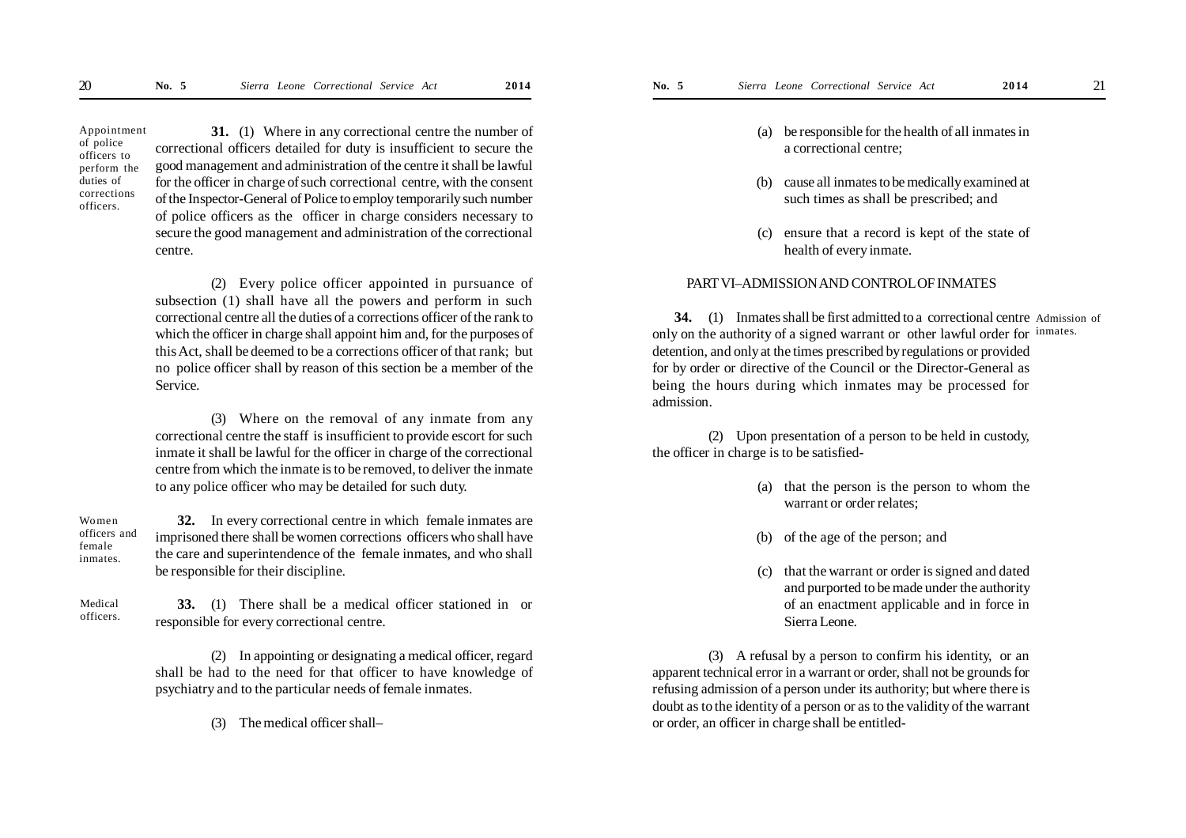Appointment of police officers to perform the duties of corrections officers.

**31.** (1) Where in any correctional centre the number of correctional officers detailed for duty is insufficient to secure the good management and administration of the centre it shall be lawful for the officer in charge of such correctional centre, with the consent of the Inspector-General of Police to employ temporarily such number of police officers as the officer in charge considers necessary to secure the good management and administration of the correctional centre.

(2) Every police officer appointed in pursuance of subsection (1) shall have all the powers and perform in such correctional centre all the duties of a corrections officer of the rank to which the officer in charge shall appoint him and, for the purposes of this Act, shall be deemed to be a corrections officer of that rank; but no police officer shall by reason of this section be a member of the Service.

(3) Where on the removal of any inmate from any correctional centre the staff is insufficient to provide escort for such inmate it shall be lawful for the officer in charge of the correctional centre from which the inmate is to be removed, to deliver the inmate to any police officer who may be detailed for such duty.

Women officers and female inmates.

**32.** In every correctional centre in which female inmates are imprisoned there shall be women corrections officers who shall have the care and superintendence of the female inmates, and who shall be responsible for their discipline.

Medical officers.

**33.** (1) There shall be a medical officer stationed in or responsible for every correctional centre.

(2) In appointing or designating a medical officer, regard shall be had to the need for that officer to have knowledge of psychiatry and to the particular needs of female inmates.

(3) The medical officer shall–

(a) be responsible for the health of all inmates in a correctional centre;

(b) cause all inmates to be medically examined at such times as shall be prescribed; and

(c) ensure that a record is kept of the state of health of every inmate.

## PART VI–ADMISSION AND CONTROL OF INMATES

Admission of inmates.

**34.** (1) Inmates shall be first admitted to a correctional centre only on the authority of a signed warrant or other lawful order for detention, and only at the times prescribed by regulations or provided for by order or directive of the Council or the Director-General as being the hours during which inmates may be processed for admission.

(2) Upon presentation of a person to be held in custody, the officer in charge is to be satisfied-

(a) that the person is the person to whom the warrant or order relates;

(b) of the age of the person; and

(c) that the warrant or order is signed and dated and purported to be made under the authority of an enactment applicable and in force in Sierra Leone.

(3) A refusal by a person to confirm his identity, or an apparent technical error in a warrant or order, shall not be grounds for refusing admission of a person under its authority; but where there is doubt as to the identity of a person or as to the validity of the warrant or order, an officer in charge shall be entitled-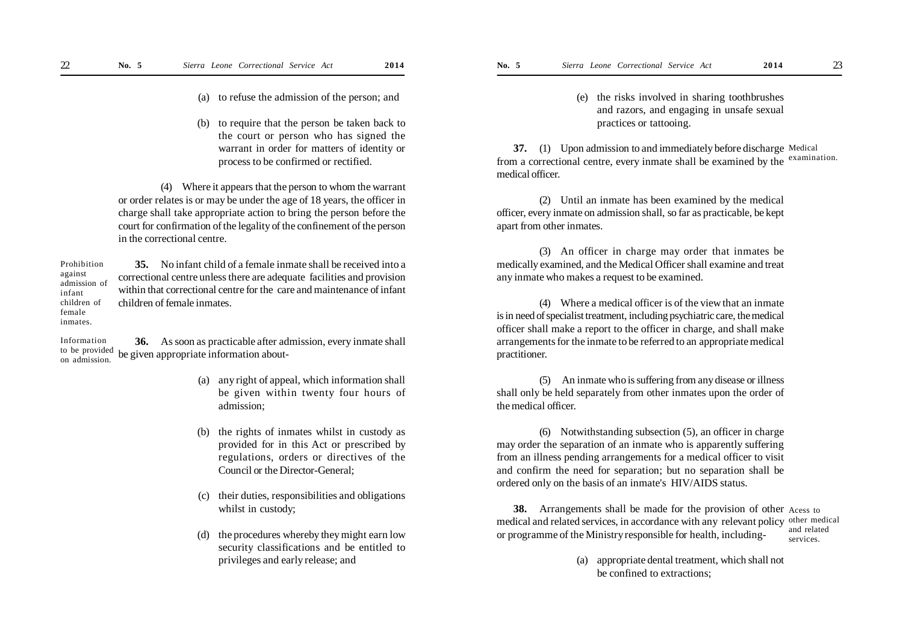(a) to refuse the admission of the person; and

(b) to require that the person be taken back to the court or person who has signed the warrant in order for matters of identity or process to be confirmed or rectified.

(4) Where it appears that the person to whom the warrant or order relates is or may be under the age of 18 years, the officer in charge shall take appropriate action to bring the person before the court for confirmation of the legality of the confinement of the person in the correctional centre.

Prohibition against admission of infant children of female inmates.

**35.** No infant child of a female inmate shall be received into a correctional centre unless there are adequate facilities and provision within that correctional centre for the care and maintenance of infant children of female inmates.

Information to be provided on admission.

**36.** As soon as practicable after admission, every inmate shall be given appropriate information about-

(a) any right of appeal, which information shall be given within twenty four hours of admission;

(b) the rights of inmates whilst in custody as provided for in this Act or prescribed by regulations, orders or directives of the Council or the Director-General;

(c) their duties, responsibilities and obligations whilst in custody;

(d) the procedures whereby they might earn low security classifications and be entitled to privileges and early release; and

(e) the risks involved in sharing toothbrushes and razors, and engaging in unsafe sexual practices or tattooing.

Medical examination.

**37.** (1) Upon admission to and immediately before discharge from a correctional centre, every inmate shall be examined by the medical officer.

(2) Until an inmate has been examined by the medical officer, every inmate on admission shall, so far as practicable, be kept apart from other inmates.

(3) An officer in charge may order that inmates be medically examined, and the Medical Officer shall examine and treat any inmate who makes a request to be examined.

(4) Where a medical officer is of the view that an inmate is in need of specialist treatment, including psychiatric care, the medical officer shall make a report to the officer in charge, and shall make arrangements for the inmate to be referred to an appropriate medical practitioner.

(5) An inmate who is suffering from any disease or illness shall only be held separately from other inmates upon the order of the medical officer.

(6) Notwithstanding subsection (5), an officer in charge may order the separation of an inmate who is apparently suffering from an illness pending arrangements for a medical officer to visit and confirm the need for separation; but no separation shall be ordered only on the basis of an inmate's HIV/AIDS status.

Acess to other medical and related services.

**38.** Arrangements shall be made for the provision of other medical and related services, in accordance with any relevant policy or programme of the Ministry responsible for health, including-

(a) appropriate dental treatment, which shall not be confined to extractions;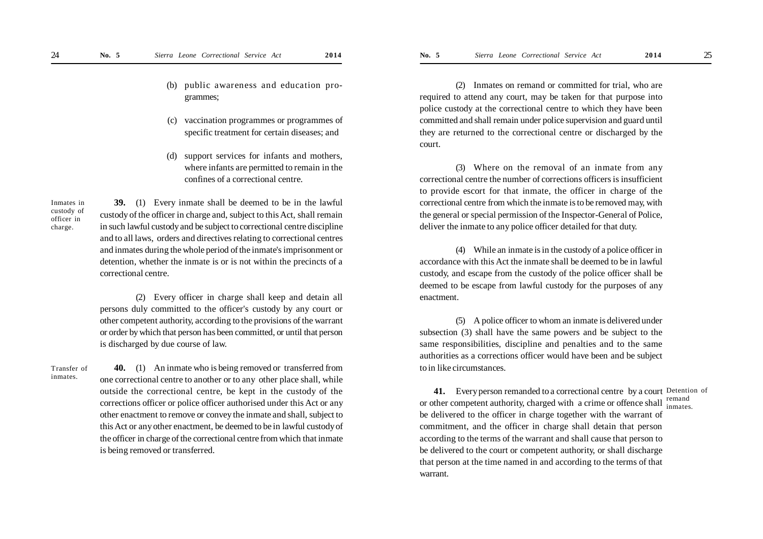(b) public awareness and education programmes;

(c) vaccination programmes or programmes of specific treatment for certain diseases; and

(d) support services for infants and mothers, where infants are permitted to remain in the confines of a correctional centre.

*Inmates in custody of officer in charge.*

**39.** (1) Every inmate shall be deemed to be in the lawful custody of the officer in charge and, subject to this Act, shall remain in such lawful custody and be subject to correctional centre discipline and to all laws, orders and directives relating to correctional centres and inmates during the whole period of the inmate's imprisonment or detention, whether the inmate is or is not within the precincts of a correctional centre.

(2) Every officer in charge shall keep and detain all persons duly committed to the officer's custody by any court or other competent authority, according to the provisions of the warrant or order by which that person has been committed, or until that person is discharged by due course of law.

*Transfer of inmates.*

**40.** (1) An inmate who is being removed or transferred from one correctional centre to another or to any other place shall, while outside the correctional centre, be kept in the custody of the corrections officer or police officer authorised under this Act or any other enactment to remove or convey the inmate and shall, subject to this Act or any other enactment, be deemed to be in lawful custody of the officer in charge of the correctional centre from which that inmate is being removed or transferred.

(2) Inmates on remand or committed for trial, who are required to attend any court, may be taken for that purpose into police custody at the correctional centre to which they have been committed and shall remain under police supervision and guard until they are returned to the correctional centre or discharged by the court.

(3) Where on the removal of an inmate from any correctional centre the number of corrections officers is insufficient to provide escort for that inmate, the officer in charge of the correctional centre from which the inmate is to be removed may, with the general or special permission of the Inspector-General of Police, deliver the inmate to any police officer detailed for that duty.

(4) While an inmate is in the custody of a police officer in accordance with this Act the inmate shall be deemed to be in lawful custody, and escape from the custody of the police officer shall be deemed to be escape from lawful custody for the purposes of any enactment.

(5) A police officer to whom an inmate is delivered under subsection (3) shall have the same powers and be subject to the same responsibilities, discipline and penalties and to the same authorities as a corrections officer would have been and be subject to in like circumstances.

*Detention of remand inmates.*

**41.** Every person remanded to a correctional centre by a court or other competent authority, charged with a crime or offence shall be delivered to the officer in charge together with the warrant of commitment, and the officer in charge shall detain that person according to the terms of the warrant and shall cause that person to be delivered to the court or competent authority, or shall discharge that person at the time named in and according to the terms of that warrant.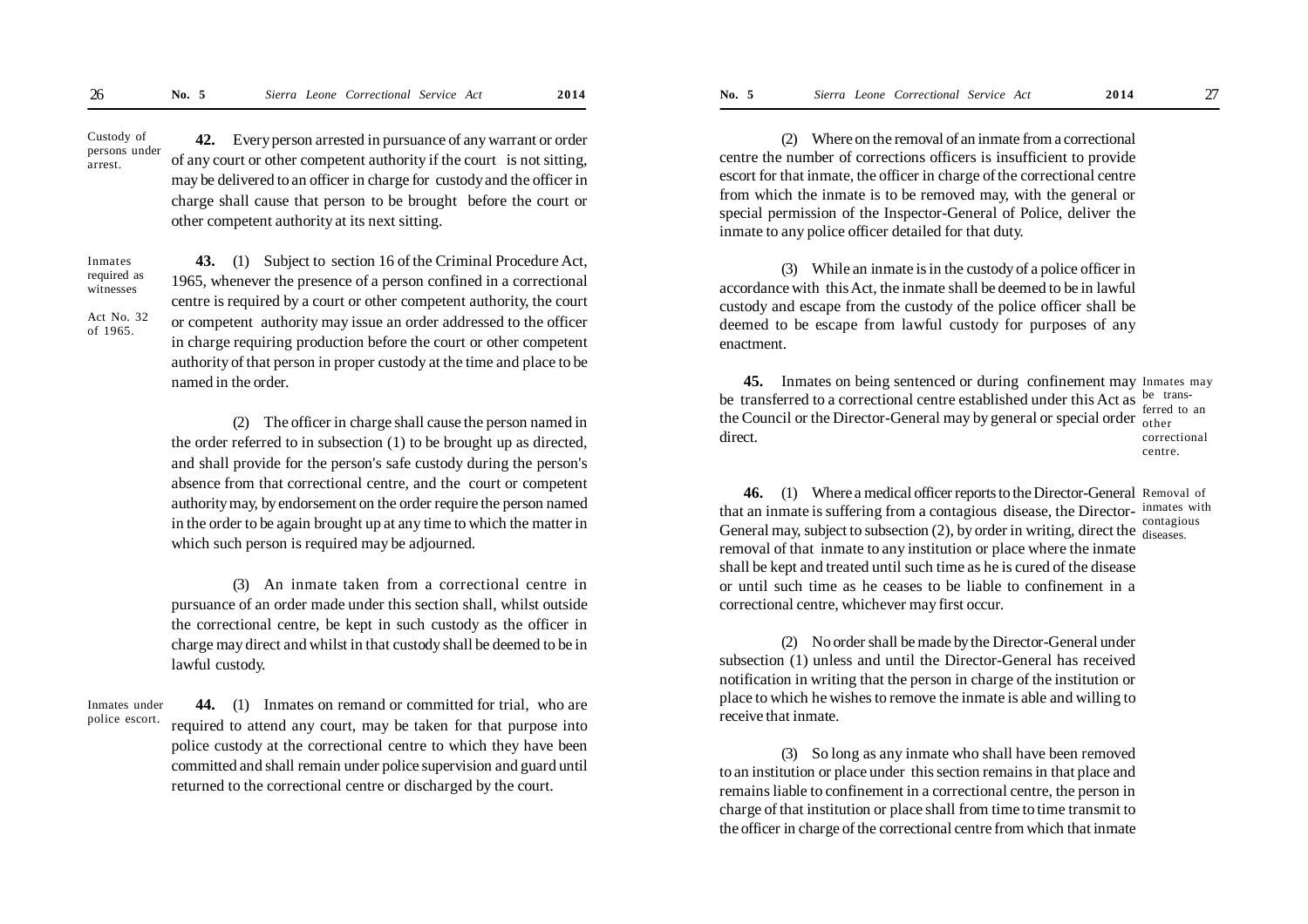*Custody of persons under arrest.*

**42.** Every person arrested in pursuance of any warrant or order of any court or other competent authority if the court is not sitting, may be delivered to an officer in charge for custody and the officer in charge shall cause that person to be brought before the court or other competent authority at its next sitting.

*Inmates required as witnesses*

*Act No. 32 of 1965.*

**43.** (1) Subject to section 16 of the Criminal Procedure Act, 1965, whenever the presence of a person confined in a correctional centre is required by a court or other competent authority, the court or competent authority may issue an order addressed to the officer in charge requiring production before the court or other competent authority of that person in proper custody at the time and place to be named in the order.

(2) The officer in charge shall cause the person named in the order referred to in subsection (1) to be brought up as directed, and shall provide for the person's safe custody during the person's absence from that correctional centre, and the court or competent authority may, by endorsement on the order require the person named in the order to be again brought up at any time to which the matter in which such person is required may be adjourned.

(3) An inmate taken from a correctional centre in pursuance of an order made under this section shall, whilst outside the correctional centre, be kept in such custody as the officer in charge may direct and whilst in that custody shall be deemed to be in lawful custody.

*Inmates under police escort.*

**44.** (1) Inmates on remand or committed for trial, who are required to attend any court, may be taken for that purpose into police custody at the correctional centre to which they have been committed and shall remain under police supervision and guard until returned to the correctional centre or discharged by the court.

(2) Where on the removal of an inmate from a correctional centre the number of corrections officers is insufficient to provide escort for that inmate, the officer in charge of the correctional centre from which the inmate is to be removed may, with the general or special permission of the Inspector-General of Police, deliver the inmate to any police officer detailed for that duty.

(3) While an inmate is in the custody of a police officer in accordance with this Act, the inmate shall be deemed to be in lawful custody and escape from the custody of the police officer shall be deemed to be escape from lawful custody for purposes of any enactment.

*Inmates may be transferred to an other correctional centre.*

**45.** Inmates on being sentenced or during confinement may be transferred to a correctional centre established under this Act as the Council or the Director-General may by general or special order direct.

*Removal of inmates with contagious diseases.*

**46.** (1) Where a medical officer reports to the Director-General that an inmate is suffering from a contagious disease, the Director-General may, subject to subsection (2), by order in writing, direct the removal of that inmate to any institution or place where the inmate shall be kept and treated until such time as he is cured of the disease or until such time as he ceases to be liable to confinement in a correctional centre, whichever may first occur.

(2) No order shall be made by the Director-General under subsection (1) unless and until the Director-General has received notification in writing that the person in charge of the institution or place to which he wishes to remove the inmate is able and willing to receive that inmate.

(3) So long as any inmate who shall have been removed to an institution or place under this section remains in that place and remains liable to confinement in a correctional centre, the person in charge of that institution or place shall from time to time transmit to the officer in charge of the correctional centre from which that inmate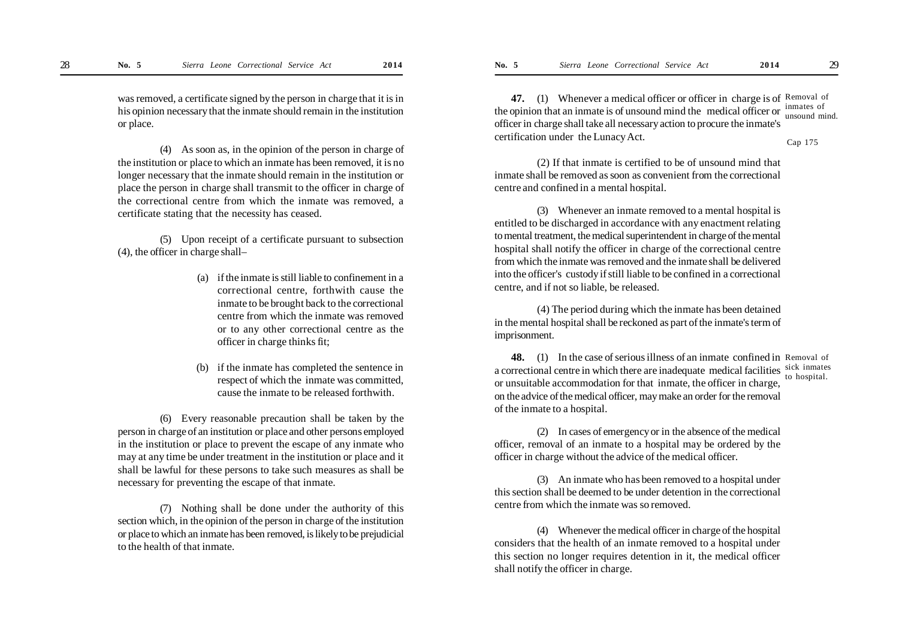was removed, a certificate signed by the person in charge that it is in his opinion necessary that the inmate should remain in the institution or place.

(4) As soon as, in the opinion of the person in charge of the institution or place to which an inmate has been removed, it is no longer necessary that the inmate should remain in the institution or place the person in charge shall transmit to the officer in charge of the correctional centre from which the inmate was removed, a certificate stating that the necessity has ceased.

(5) Upon receipt of a certificate pursuant to subsection (4), the officer in charge shall–

(a) if the inmate is still liable to confinement in a correctional centre, forthwith cause the inmate to be brought back to the correctional centre from which the inmate was removed or to any other correctional centre as the officer in charge thinks fit;

(b) if the inmate has completed the sentence in respect of which the inmate was committed, cause the inmate to be released forthwith.

(6) Every reasonable precaution shall be taken by the person in charge of an institution or place and other persons employed in the institution or place to prevent the escape of any inmate who may at any time be under treatment in the institution or place and it shall be lawful for these persons to take such measures as shall be necessary for preventing the escape of that inmate.

(7) Nothing shall be done under the authority of this section which, in the opinion of the person in charge of the institution or place to which an inmate has been removed, is likely to be prejudicial to the health of that inmate.

Removal of inmates of unsound mind.

Cap 175

**47.** (1) Whenever a medical officer or officer in charge is of the opinion that an inmate is of unsound mind the medical officer or officer in charge shall take all necessary action to procure the inmate's certification under the Lunacy Act.

(2) If that inmate is certified to be of unsound mind that inmate shall be removed as soon as convenient from the correctional centre and confined in a mental hospital.

(3) Whenever an inmate removed to a mental hospital is entitled to be discharged in accordance with any enactment relating to mental treatment, the medical superintendent in charge of the mental hospital shall notify the officer in charge of the correctional centre from which the inmate was removed and the inmate shall be delivered into the officer's custody if still liable to be confined in a correctional centre, and if not so liable, be released.

(4) The period during which the inmate has been detained in the mental hospital shall be reckoned as part of the inmate's term of imprisonment.

Removal of sick inmates to hospital.

**48.** (1) In the case of serious illness of an inmate confined in a correctional centre in which there are inadequate medical facilities or unsuitable accommodation for that inmate, the officer in charge, on the advice of the medical officer, may make an order for the removal of the inmate to a hospital.

(2) In cases of emergency or in the absence of the medical officer, removal of an inmate to a hospital may be ordered by the officer in charge without the advice of the medical officer.

(3) An inmate who has been removed to a hospital under this section shall be deemed to be under detention in the correctional centre from which the inmate was so removed.

(4) Whenever the medical officer in charge of the hospital considers that the health of an inmate removed to a hospital under this section no longer requires detention in it, the medical officer shall notify the officer in charge.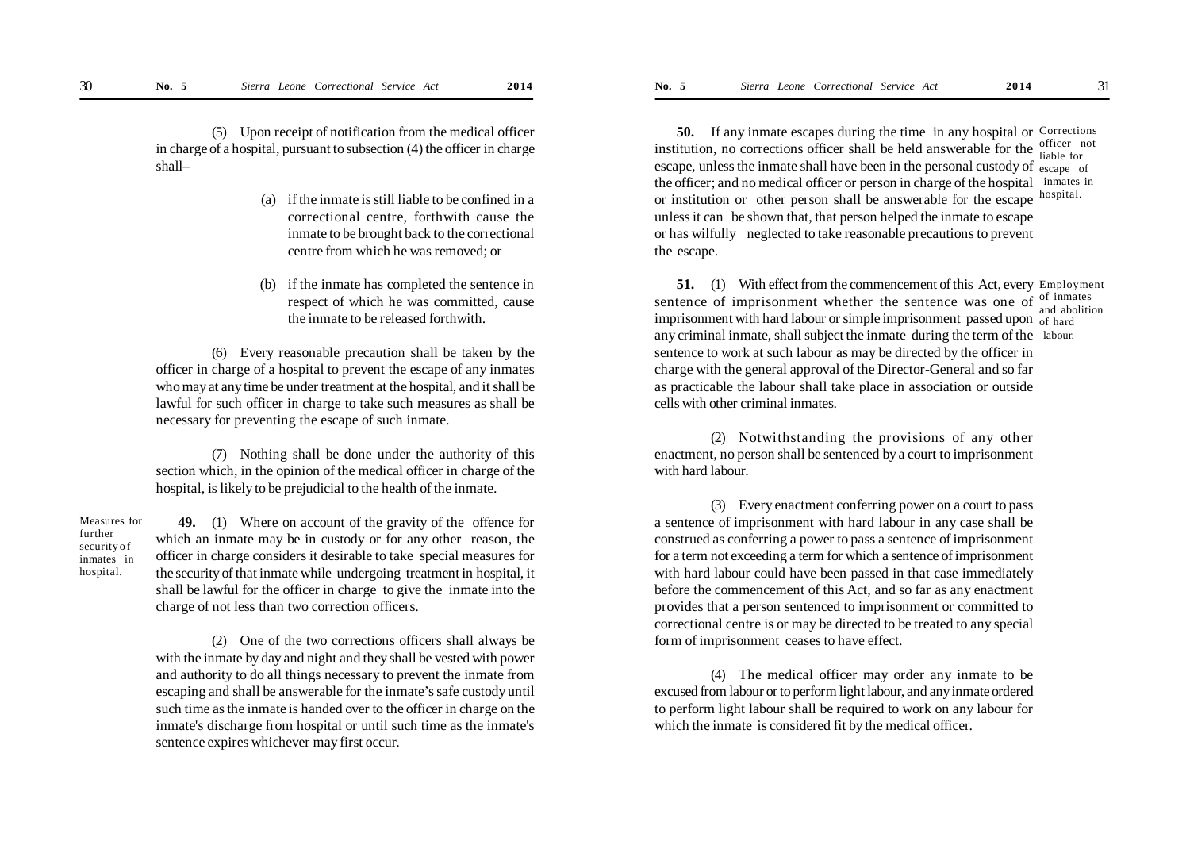(5) Upon receipt of notification from the medical officer in charge of a hospital, pursuant to subsection (4) the officer in charge shall–

(a) if the inmate is still liable to be confined in a correctional centre, forthwith cause the inmate to be brought back to the correctional centre from which he was removed; or

(b) if the inmate has completed the sentence in respect of which he was committed, cause the inmate to be released forthwith.

(6) Every reasonable precaution shall be taken by the officer in charge of a hospital to prevent the escape of any inmates who may at any time be under treatment at the hospital, and it shall be lawful for such officer in charge to take such measures as shall be necessary for preventing the escape of such inmate.

(7) Nothing shall be done under the authority of this section which, in the opinion of the medical officer in charge of the hospital, is likely to be prejudicial to the health of the inmate.

Measures for further security of inmates in hospital.

**49.** (1) Where on account of the gravity of the offence for which an inmate may be in custody or for any other reason, the officer in charge considers it desirable to take special measures for the security of that inmate while undergoing treatment in hospital, it shall be lawful for the officer in charge to give the inmate into the charge of not less than two correction officers.

(2) One of the two corrections officers shall always be with the inmate by day and night and they shall be vested with power and authority to do all things necessary to prevent the inmate from escaping and shall be answerable for the inmate's safe custody until such time as the inmate is handed over to the officer in charge on the inmate's discharge from hospital or until such time as the inmate's sentence expires whichever may first occur.

Corrections officer not liable for escape of inmates in hospital.

**50.** If any inmate escapes during the time in any hospital or institution, no corrections officer shall be held answerable for the escape, unless the inmate shall have been in the personal custody of the officer; and no medical officer or person in charge of the hospital or institution or other person shall be answerable for the escape unless it can be shown that, that person helped the inmate to escape or has wilfully neglected to take reasonable precautions to prevent the escape.

Employment of inmates and abolition of hard labour.

**51.** (1) With effect from the commencement of this Act, every sentence of imprisonment whether the sentence was one of imprisonment with hard labour or simple imprisonment passed upon any criminal inmate, shall subject the inmate during the term of the sentence to work at such labour as may be directed by the officer in charge with the general approval of the Director-General and so far as practicable the labour shall take place in association or outside cells with other criminal inmates.

(2) Notwithstanding the provisions of any other enactment, no person shall be sentenced by a court to imprisonment with hard labour.

(3) Every enactment conferring power on a court to pass a sentence of imprisonment with hard labour in any case shall be construed as conferring a power to pass a sentence of imprisonment for a term not exceeding a term for which a sentence of imprisonment with hard labour could have been passed in that case immediately before the commencement of this Act, and so far as any enactment provides that a person sentenced to imprisonment or committed to correctional centre is or may be directed to be treated to any special form of imprisonment ceases to have effect.

(4) The medical officer may order any inmate to be excused from labour or to perform light labour, and any inmate ordered to perform light labour shall be required to work on any labour for which the inmate is considered fit by the medical officer.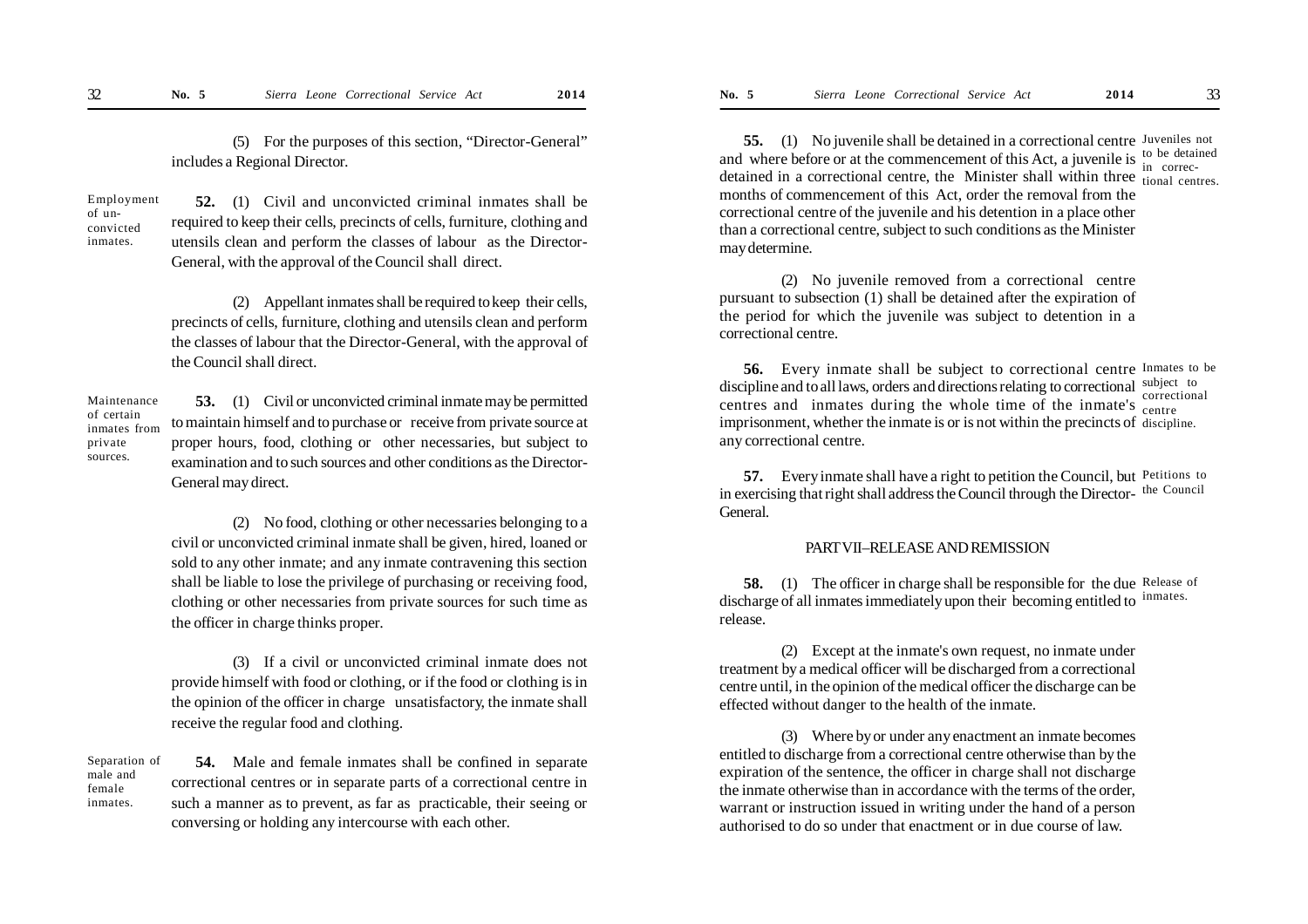(5) For the purposes of this section, "Director-General" includes a Regional Director.

Employment of unconvicted inmates.

**52.** (1) Civil and unconvicted criminal inmates shall be required to keep their cells, precincts of cells, furniture, clothing and utensils clean and perform the classes of labour as the Director-General, with the approval of the Council shall direct.

(2) Appellant inmates shall be required to keep their cells, precincts of cells, furniture, clothing and utensils clean and perform the classes of labour that the Director-General, with the approval of the Council shall direct.

Maintenance of certain inmates from private sources.

**53.** (1) Civil or unconvicted criminal inmate may be permitted to maintain himself and to purchase or receive from private source at proper hours, food, clothing or other necessaries, but subject to examination and to such sources and other conditions as the Director-General may direct.

(2) No food, clothing or other necessaries belonging to a civil or unconvicted criminal inmate shall be given, hired, loaned or sold to any other inmate; and any inmate contravening this section shall be liable to lose the privilege of purchasing or receiving food, clothing or other necessaries from private sources for such time as the officer in charge thinks proper.

(3) If a civil or unconvicted criminal inmate does not provide himself with food or clothing, or if the food or clothing is in the opinion of the officer in charge unsatisfactory, the inmate shall receive the regular food and clothing.

Separation of male and female inmates.

**54.** Male and female inmates shall be confined in separate correctional centres or in separate parts of a correctional centre in such a manner as to prevent, as far as practicable, their seeing or conversing or holding any intercourse with each other.

Juveniles not to be detained in correctional centres.

**55.** (1) No juvenile shall be detained in a correctional centre and where before or at the commencement of this Act, a juvenile is detained in a correctional centre, the Minister shall within three months of commencement of this Act, order the removal from the correctional centre of the juvenile and his detention in a place other than a correctional centre, subject to such conditions as the Minister may determine.

(2) No juvenile removed from a correctional centre pursuant to subsection (1) shall be detained after the expiration of the period for which the juvenile was subject to detention in a correctional centre.

Inmates to be subject to correctional centre discipline.

**56.** Every inmate shall be subject to correctional centre discipline and to all laws, orders and directions relating to correctional centres and inmates during the whole time of the inmate's imprisonment, whether the inmate is or is not within the precincts of any correctional centre.

Petitions to the Council

**57.** Every inmate shall have a right to petition the Council, but in exercising that right shall address the Council through the Director-General.

## PART VII–RELEASE AND REMISSION

Release of inmates.

**58.** (1) The officer in charge shall be responsible for the due discharge of all inmates immediately upon their becoming entitled to release.

(2) Except at the inmate's own request, no inmate under treatment by a medical officer will be discharged from a correctional centre until, in the opinion of the medical officer the discharge can be effected without danger to the health of the inmate.

(3) Where by or under any enactment an inmate becomes entitled to discharge from a correctional centre otherwise than by the expiration of the sentence, the officer in charge shall not discharge the inmate otherwise than in accordance with the terms of the order, warrant or instruction issued in writing under the hand of a person authorised to do so under that enactment or in due course of law.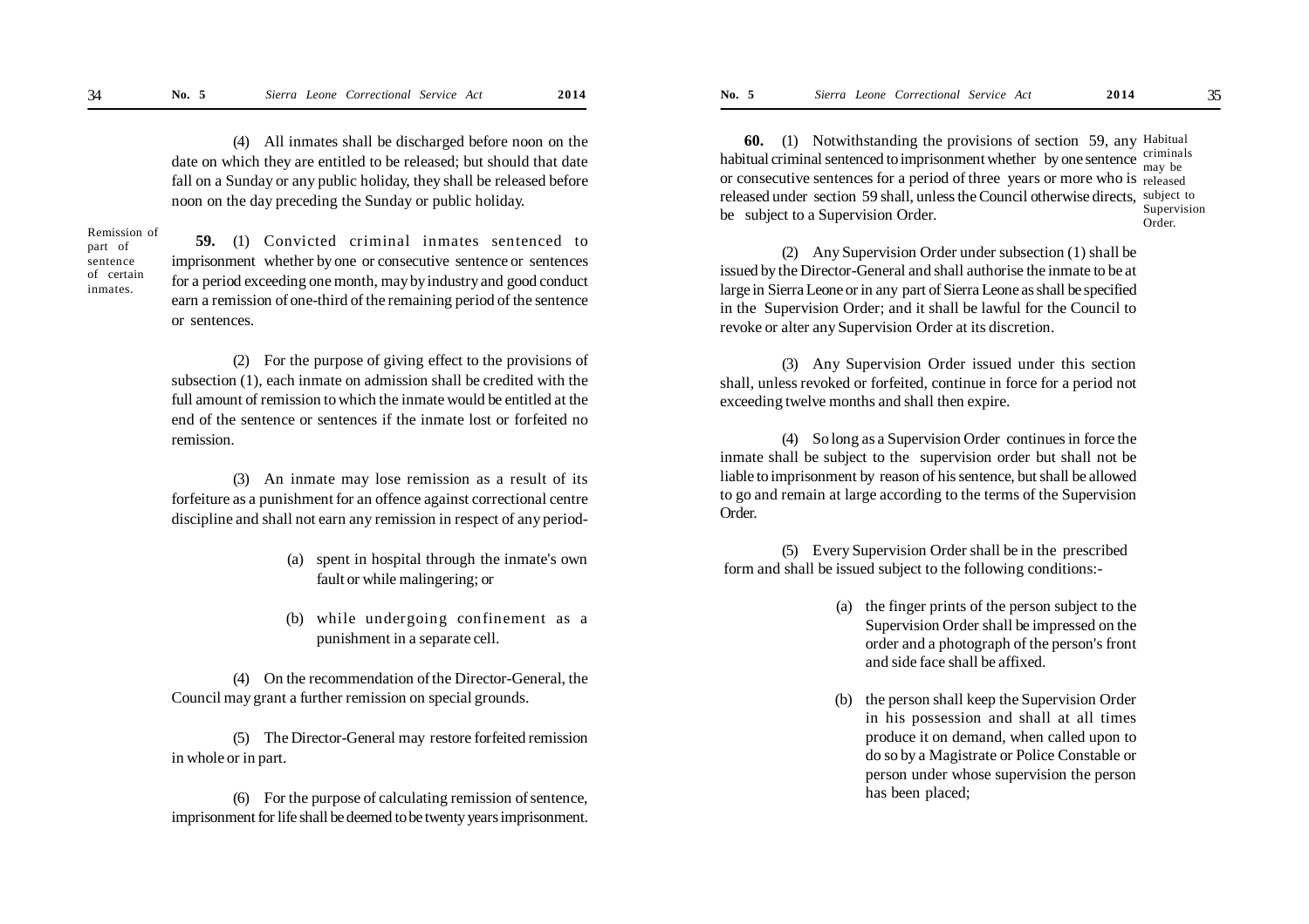(4) All inmates shall be discharged before noon on the date on which they are entitled to be released; but should that date fall on a Sunday or any public holiday, they shall be released before noon on the day preceding the Sunday or public holiday.

*Remission of part of sentence of certain inmates.*

**59.** (1) Convicted criminal inmates sentenced to imprisonment whether by one or consecutive sentence or sentences for a period exceeding one month, may by industry and good conduct earn a remission of one-third of the remaining period of the sentence or sentences.

(2) For the purpose of giving effect to the provisions of subsection (1), each inmate on admission shall be credited with the full amount of remission to which the inmate would be entitled at the end of the sentence or sentences if the inmate lost or forfeited no remission.

(3) An inmate may lose remission as a result of its forfeiture as a punishment for an offence against correctional centre discipline and shall not earn any remission in respect of any period-

(a) spent in hospital through the inmate's own fault or while malingering; or

(b) while undergoing confinement as a punishment in a separate cell.

(4) On the recommendation of the Director-General, the Council may grant a further remission on special grounds.

(5) The Director-General may restore forfeited remission in whole or in part.

(6) For the purpose of calculating remission of sentence, imprisonment for life shall be deemed to be twenty years imprisonment.

*Habitual criminals may be released subject to Supervision Order.*

**60.** (1) Notwithstanding the provisions of section 59, any habitual criminal sentenced to imprisonment whether by one sentence or consecutive sentences for a period of three years or more who is released under section 59 shall, unless the Council otherwise directs, be subject to a Supervision Order.

(2) Any Supervision Order under subsection (1) shall be issued by the Director-General and shall authorise the inmate to be at large in Sierra Leone or in any part of Sierra Leone as shall be specified in the Supervision Order; and it shall be lawful for the Council to revoke or alter any Supervision Order at its discretion.

(3) Any Supervision Order issued under this section shall, unless revoked or forfeited, continue in force for a period not exceeding twelve months and shall then expire.

(4) So long as a Supervision Order continues in force the inmate shall be subject to the supervision order but shall not be liable to imprisonment by reason of his sentence, but shall be allowed to go and remain at large according to the terms of the Supervision Order.

(5) Every Supervision Order shall be in the prescribed form and shall be issued subject to the following conditions:-

(a) the finger prints of the person subject to the Supervision Order shall be impressed on the order and a photograph of the person's front and side face shall be affixed.

(b) the person shall keep the Supervision Order in his possession and shall at all times produce it on demand, when called upon to do so by a Magistrate or Police Constable or person under whose supervision the person has been placed;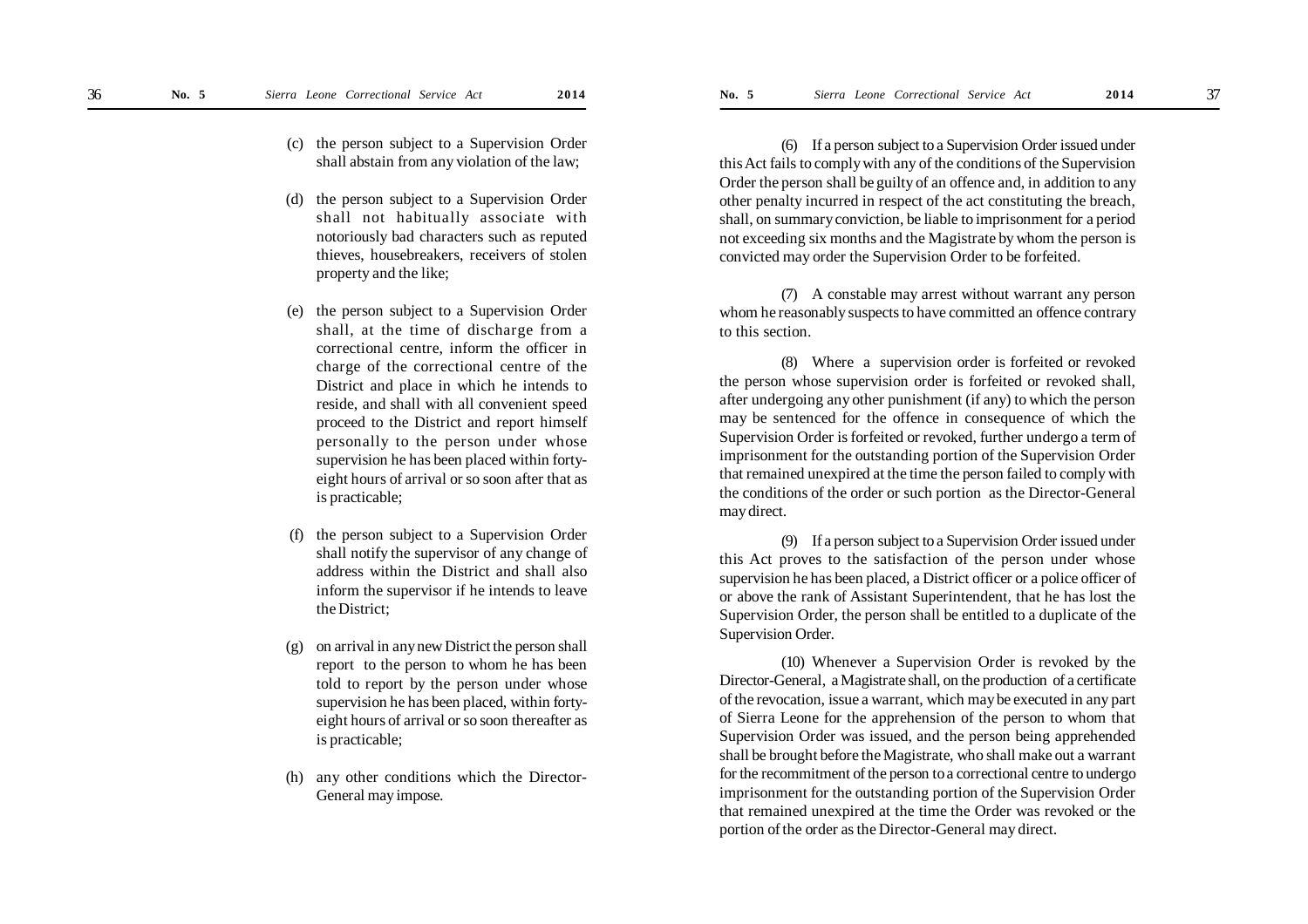(c) the person subject to a Supervision Order shall abstain from any violation of the law;

(d) the person subject to a Supervision Order shall not habitually associate with notoriously bad characters such as reputed thieves, housebreakers, receivers of stolen property and the like;

(e) the person subject to a Supervision Order shall, at the time of discharge from a correctional centre, inform the officer in charge of the correctional centre of the District and place in which he intends to reside, and shall with all convenient speed proceed to the District and report himself personally to the person under whose supervision he has been placed within forty-eight hours of arrival or so soon after that as is practicable;

(f) the person subject to a Supervision Order shall notify the supervisor of any change of address within the District and shall also inform the supervisor if he intends to leave the District;

(g) on arrival in any new District the person shall report to the person to whom he has been told to report by the person under whose supervision he has been placed, within forty-eight hours of arrival or so soon thereafter as is practicable;

(h) any other conditions which the Director-General may impose.

(6) If a person subject to a Supervision Order issued under this Act fails to comply with any of the conditions of the Supervision Order the person shall be guilty of an offence and, in addition to any other penalty incurred in respect of the act constituting the breach, shall, on summary conviction, be liable to imprisonment for a period not exceeding six months and the Magistrate by whom the person is convicted may order the Supervision Order to be forfeited.

(7) A constable may arrest without warrant any person whom he reasonably suspects to have committed an offence contrary to this section.

(8) Where a supervision order is forfeited or revoked the person whose supervision order is forfeited or revoked shall, after undergoing any other punishment (if any) to which the person may be sentenced for the offence in consequence of which the Supervision Order is forfeited or revoked, further undergo a term of imprisonment for the outstanding portion of the Supervision Order that remained unexpired at the time the person failed to comply with the conditions of the order or such portion as the Director-General may direct.

(9) If a person subject to a Supervision Order issued under this Act proves to the satisfaction of the person under whose supervision he has been placed, a District officer or a police officer of or above the rank of Assistant Superintendent, that he has lost the Supervision Order, the person shall be entitled to a duplicate of the Supervision Order.

(10) Whenever a Supervision Order is revoked by the Director-General, a Magistrate shall, on the production of a certificate of the revocation, issue a warrant, which may be executed in any part of Sierra Leone for the apprehension of the person to whom that Supervision Order was issued, and the person being apprehended shall be brought before the Magistrate, who shall make out a warrant for the recommitment of the person to a correctional centre to undergo imprisonment for the outstanding portion of the Supervision Order that remained unexpired at the time the Order was revoked or the portion of the order as the Director-General may direct.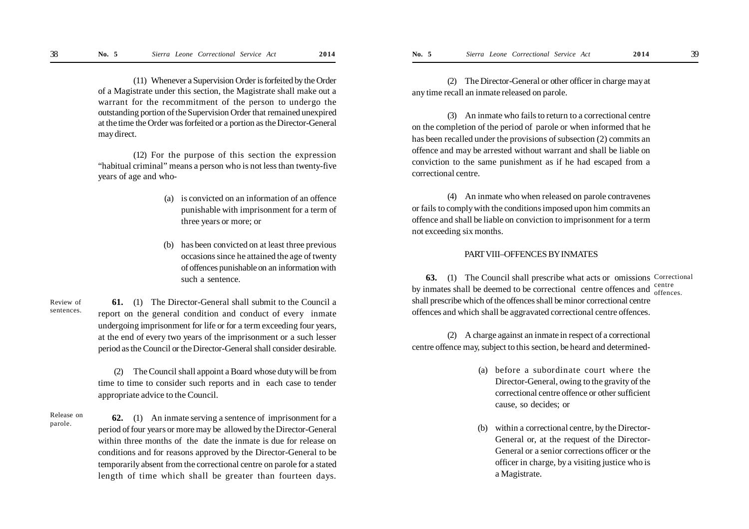(11) Whenever a Supervision Order is forfeited by the Order of a Magistrate under this section, the Magistrate shall make out a warrant for the recommitment of the person to undergo the outstanding portion of the Supervision Order that remained unexpired at the time the Order was forfeited or a portion as the Director-General may direct.

(12) For the purpose of this section the expression "habitual criminal" means a person who is not less than twenty-five years of age and who-

- (a) is convicted on an information of an offence punishable with imprisonment for a term of three years or more; or
- (b) has been convicted on at least three previous occasions since he attained the age of twenty of offences punishable on an information with such a sentence.

Review of sentences.

**61.** (1) The Director-General shall submit to the Council a report on the general condition and conduct of every inmate undergoing imprisonment for life or for a term exceeding four years, at the end of every two years of the imprisonment or a such lesser period as the Council or the Director-General shall consider desirable.

(2) The Council shall appoint a Board whose duty will be from time to time to consider such reports and in each case to tender appropriate advice to the Council.

Release on parole.

**62.** (1) An inmate serving a sentence of imprisonment for a period of four years or more may be allowed by the Director-General within three months of the date the inmate is due for release on conditions and for reasons approved by the Director-General to be temporarily absent from the correctional centre on parole for a stated length of time which shall be greater than fourteen days.

(2) The Director-General or other officer in charge may at any time recall an inmate released on parole.

(3) An inmate who fails to return to a correctional centre on the completion of the period of parole or when informed that he has been recalled under the provisions of subsection (2) commits an offence and may be arrested without warrant and shall be liable on conviction to the same punishment as if he had escaped from a correctional centre.

(4) An inmate who when released on parole contravenes or fails to comply with the conditions imposed upon him commits an offence and shall be liable on conviction to imprisonment for a term not exceeding six months.

## PART VIII–OFFENCES BY INMATES

Correctional centre offences.

**63.** (1) The Council shall prescribe what acts or omissions by inmates shall be deemed to be correctional centre offences and shall prescribe which of the offences shall be minor correctional centre offences and which shall be aggravated correctional centre offences.

(2) A charge against an inmate in respect of a correctional centre offence may, subject to this section, be heard and determined-

- (a) before a subordinate court where the Director-General, owing to the gravity of the correctional centre offence or other sufficient cause, so decides; or
- (b) within a correctional centre, by the Director-General or, at the request of the Director-General or a senior corrections officer or the officer in charge, by a visiting justice who is a Magistrate.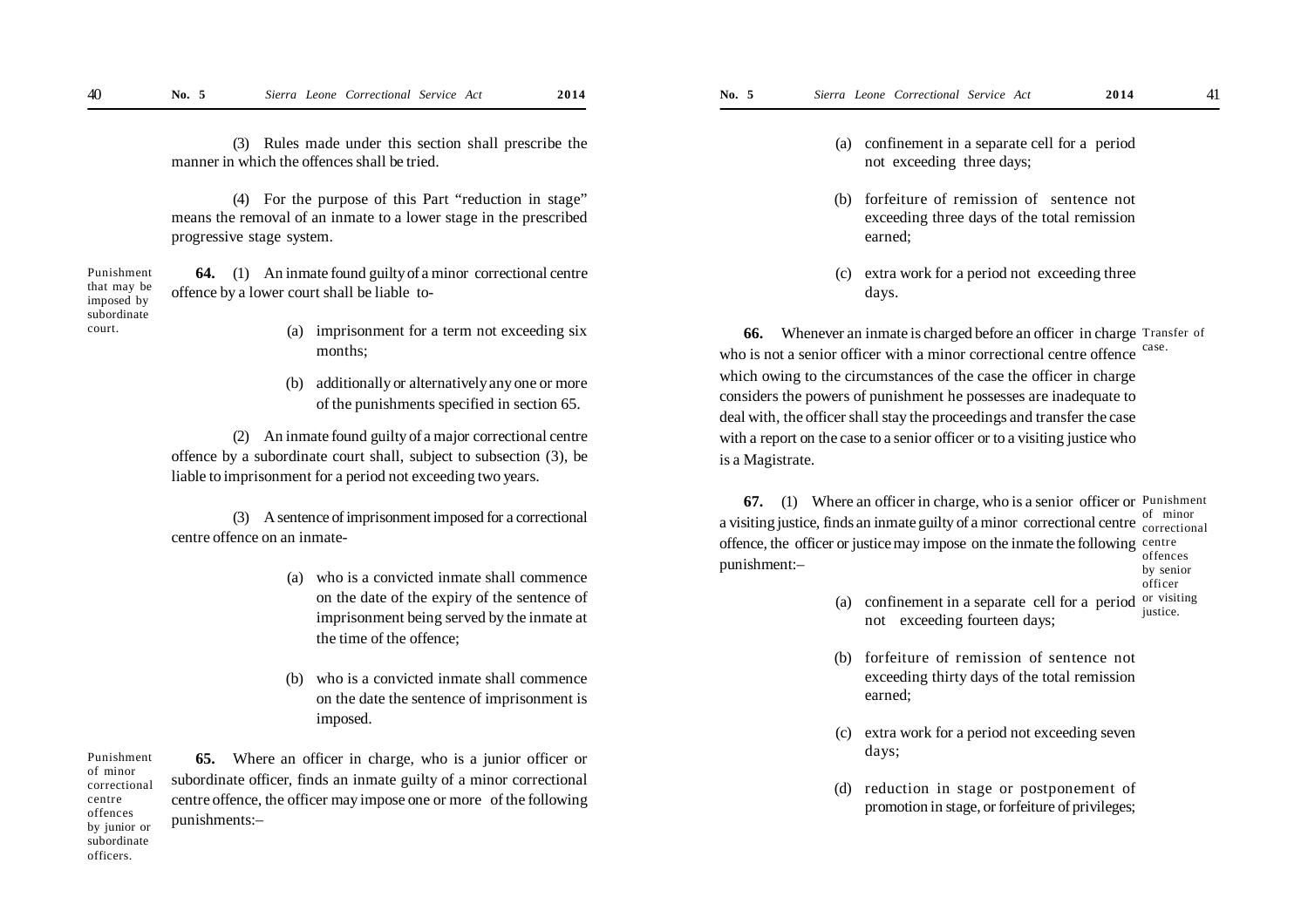(3) Rules made under this section shall prescribe the manner in which the offences shall be tried.

(4) For the purpose of this Part "reduction in stage" means the removal of an inmate to a lower stage in the prescribed progressive stage system.

Punishment that may be imposed by subordinate court.

**64.** (1) An inmate found guilty of a minor correctional centre offence by a lower court shall be liable to-

(a) imprisonment for a term not exceeding six months;

(b) additionally or alternatively any one or more of the punishments specified in section 65.

(2) An inmate found guilty of a major correctional centre offence by a subordinate court shall, subject to subsection (3), be liable to imprisonment for a period not exceeding two years.

(3) A sentence of imprisonment imposed for a correctional centre offence on an inmate-

(a) who is a convicted inmate shall commence on the date of the expiry of the sentence of imprisonment being served by the inmate at the time of the offence;

(b) who is a convicted inmate shall commence on the date the sentence of imprisonment is imposed.

Punishment of minor correctional centre offences by junior or subordinate officers.

**65.** Where an officer in charge, who is a junior officer or subordinate officer, finds an inmate guilty of a minor correctional centre offence, the officer may impose one or more of the following punishments:–

(a) confinement in a separate cell for a period not exceeding three days;

(b) forfeiture of remission of sentence not exceeding three days of the total remission earned;

(c) extra work for a period not exceeding three days.

Transfer of case.

**66.** Whenever an inmate is charged before an officer in charge who is not a senior officer with a minor correctional centre offence which owing to the circumstances of the case the officer in charge considers the powers of punishment he possesses are inadequate to deal with, the officer shall stay the proceedings and transfer the case with a report on the case to a senior officer or to a visiting justice who is a Magistrate.

Punishment of minor correctional centre offences by senior officer or visiting justice.

**67.** (1) Where an officer in charge, who is a senior officer or a visiting justice, finds an inmate guilty of a minor correctional centre offence, the officer or justice may impose on the inmate the following punishment:–

(a) confinement in a separate cell for a period not exceeding fourteen days;

(b) forfeiture of remission of sentence not exceeding thirty days of the total remission earned;

(c) extra work for a period not exceeding seven days;

(d) reduction in stage or postponement of promotion in stage, or forfeiture of privileges;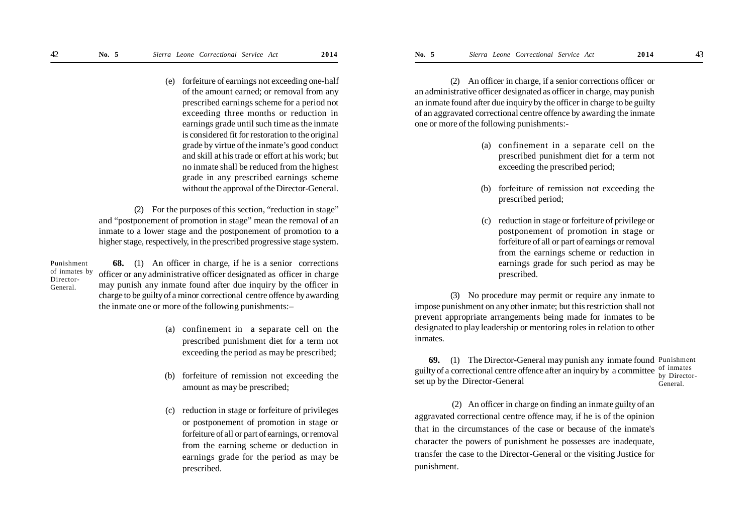(e) forfeiture of earnings not exceeding one-half of the amount earned; or removal from any prescribed earnings scheme for a period not exceeding three months or reduction in earnings grade until such time as the inmate is considered fit for restoration to the original grade by virtue of the inmate's good conduct and skill at his trade or effort at his work; but no inmate shall be reduced from the highest grade in any prescribed earnings scheme without the approval of the Director-General.

(2) For the purposes of this section, "reduction in stage" and "postponement of promotion in stage" mean the removal of an inmate to a lower stage and the postponement of promotion to a higher stage, respectively, in the prescribed progressive stage system.

*Punishment of inmates by Director-General.*

**68.** (1) An officer in charge, if he is a senior corrections officer or any administrative officer designated as officer in charge may punish any inmate found after due inquiry by the officer in charge to be guilty of a minor correctional centre offence by awarding the inmate one or more of the following punishments:–

(a) confinement in a separate cell on the prescribed punishment diet for a term not exceeding the period as may be prescribed;

(b) forfeiture of remission not exceeding the amount as may be prescribed;

(c) reduction in stage or forfeiture of privileges or postponement of promotion in stage or forfeiture of all or part of earnings, or removal from the earning scheme or deduction in earnings grade for the period as may be prescribed.

(2) An officer in charge, if a senior corrections officer or an administrative officer designated as officer in charge, may punish an inmate found after due inquiry by the officer in charge to be guilty of an aggravated correctional centre offence by awarding the inmate one or more of the following punishments:-

(a) confinement in a separate cell on the prescribed punishment diet for a term not exceeding the prescribed period;

(b) forfeiture of remission not exceeding the prescribed period;

(c) reduction in stage or forfeiture of privilege or postponement of promotion in stage or forfeiture of all or part of earnings or removal from the earnings scheme or reduction in earnings grade for such period as may be prescribed.

(3) No procedure may permit or require any inmate to impose punishment on any other inmate; but this restriction shall not prevent appropriate arrangements being made for inmates to be designated to play leadership or mentoring roles in relation to other inmates.

*Punishment of inmates by Director-General.*

**69.** (1) The Director-General may punish any inmate found guilty of a correctional centre offence after an inquiry by a committee set up by the Director-General

(2) An officer in charge on finding an inmate guilty of an aggravated correctional centre offence may, if he is of the opinion that in the circumstances of the case or because of the inmate's character the powers of punishment he possesses are inadequate, transfer the case to the Director-General or the visiting Justice for punishment.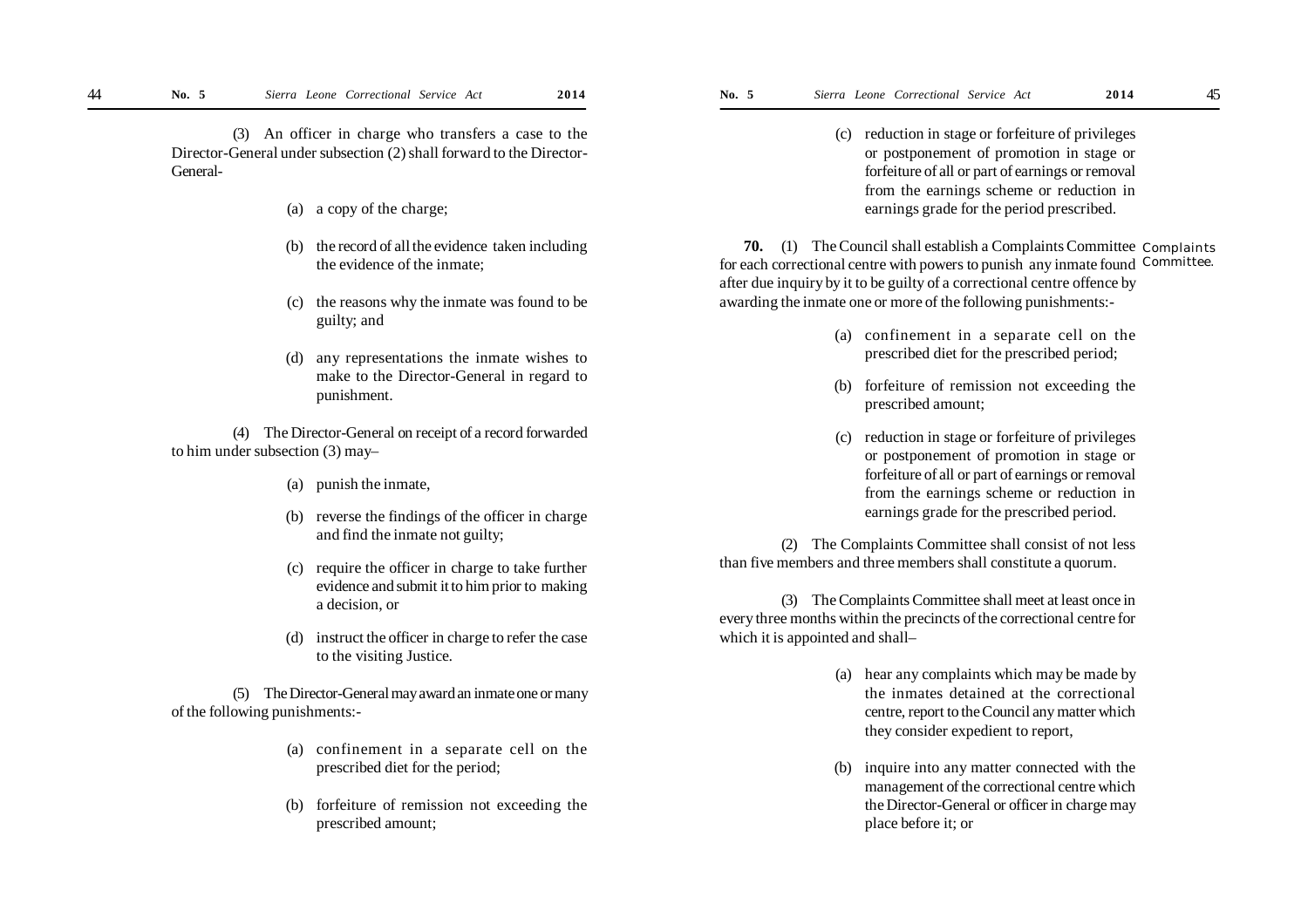(3) An officer in charge who transfers a case to the Director-General under subsection (2) shall forward to the Director-General-

(a) a copy of the charge;

(b) the record of all the evidence taken including the evidence of the inmate;

(c) the reasons why the inmate was found to be guilty; and

(d) any representations the inmate wishes to make to the Director-General in regard to punishment.

(4) The Director-General on receipt of a record forwarded to him under subsection (3) may–

(a) punish the inmate,

(b) reverse the findings of the officer in charge and find the inmate not guilty;

(c) require the officer in charge to take further evidence and submit it to him prior to making a decision, or

(d) instruct the officer in charge to refer the case to the visiting Justice.

(5) The Director-General may award an inmate one or many of the following punishments:-

(a) confinement in a separate cell on the prescribed diet for the period;

(b) forfeiture of remission not exceeding the prescribed amount;

(c) reduction in stage or forfeiture of privileges or postponement of promotion in stage or forfeiture of all or part of earnings or removal from the earnings scheme or reduction in earnings grade for the period prescribed.

Complaints Committee.

**70.** (1) The Council shall establish a Complaints Committee for each correctional centre with powers to punish any inmate found after due inquiry by it to be guilty of a correctional centre offence by awarding the inmate one or more of the following punishments:-

(a) confinement in a separate cell on the prescribed diet for the prescribed period;

(b) forfeiture of remission not exceeding the prescribed amount;

(c) reduction in stage or forfeiture of privileges or postponement of promotion in stage or forfeiture of all or part of earnings or removal from the earnings scheme or reduction in earnings grade for the prescribed period.

(2) The Complaints Committee shall consist of not less than five members and three members shall constitute a quorum.

(3) The Complaints Committee shall meet at least once in every three months within the precincts of the correctional centre for which it is appointed and shall–

(a) hear any complaints which may be made by the inmates detained at the correctional centre, report to the Council any matter which they consider expedient to report,

(b) inquire into any matter connected with the management of the correctional centre which the Director-General or officer in charge may place before it; or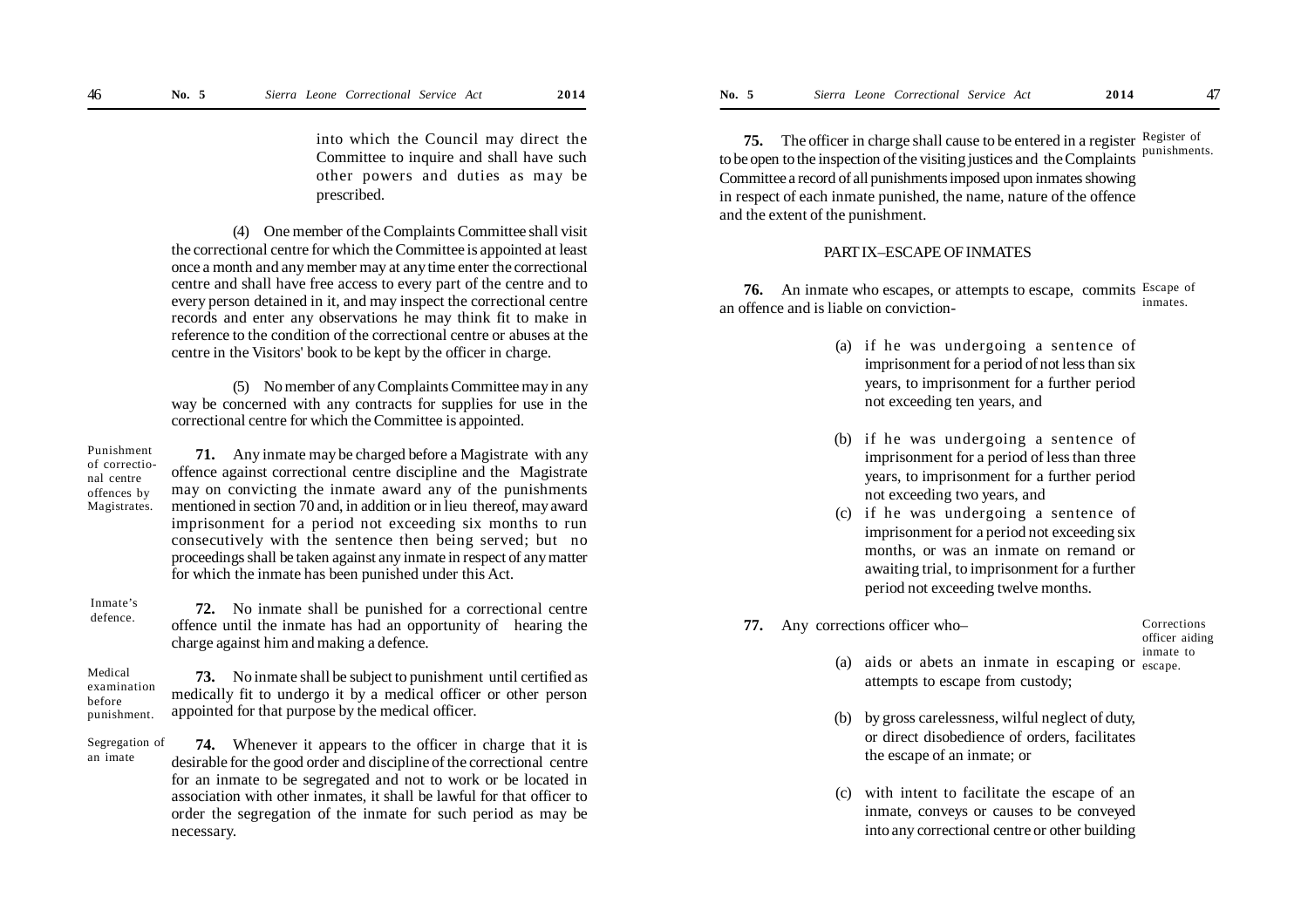into which the Council may direct the Committee to inquire and shall have such other powers and duties as may be prescribed.

(4) One member of the Complaints Committee shall visit the correctional centre for which the Committee is appointed at least once a month and any member may at any time enter the correctional centre and shall have free access to every part of the centre and to every person detained in it, and may inspect the correctional centre records and enter any observations he may think fit to make in reference to the condition of the correctional centre or abuses at the centre in the Visitors' book to be kept by the officer in charge.

(5) No member of any Complaints Committee may in any way be concerned with any contracts for supplies for use in the correctional centre for which the Committee is appointed.

Punishment of correctional centre offences by Magistrates.

**71.** Any inmate may be charged before a Magistrate with any offence against correctional centre discipline and the Magistrate may on convicting the inmate award any of the punishments mentioned in section 70 and, in addition or in lieu thereof, may award imprisonment for a period not exceeding six months to run consecutively with the sentence then being served; but no proceedings shall be taken against any inmate in respect of any matter for which the inmate has been punished under this Act.

Inmate's defence.

**72.** No inmate shall be punished for a correctional centre offence until the inmate has had an opportunity of hearing the charge against him and making a defence.

Medical examination before punishment.

**73.** No inmate shall be subject to punishment until certified as medically fit to undergo it by a medical officer or other person appointed for that purpose by the medical officer.

Segregation of an imate

**74.** Whenever it appears to the officer in charge that it is desirable for the good order and discipline of the correctional centre for an inmate to be segregated and not to work or be located in association with other inmates, it shall be lawful for that officer to order the segregation of the inmate for such period as may be necessary.

Register of punishments.

**75.** The officer in charge shall cause to be entered in a register to be open to the inspection of the visiting justices and the Complaints Committee a record of all punishments imposed upon inmates showing in respect of each inmate punished, the name, nature of the offence and the extent of the punishment.

## PART IX–ESCAPE OF INMATES

Escape of inmates.

**76.** An inmate who escapes, or attempts to escape, commits an offence and is liable on conviction-

(a) if he was undergoing a sentence of imprisonment for a period of not less than six years, to imprisonment for a further period not exceeding ten years, and

(b) if he was undergoing a sentence of imprisonment for a period of less than three years, to imprisonment for a further period not exceeding two years, and

(c) if he was undergoing a sentence of imprisonment for a period not exceeding six months, or was an inmate on remand or awaiting trial, to imprisonment for a further period not exceeding twelve months.

Corrections officer aiding inmate to escape.

**77.** Any corrections officer who–

(a) aids or abets an inmate in escaping or attempts to escape from custody;

(b) by gross carelessness, wilful neglect of duty, or direct disobedience of orders, facilitates the escape of an inmate; or

(c) with intent to facilitate the escape of an inmate, conveys or causes to be conveyed into any correctional centre or other building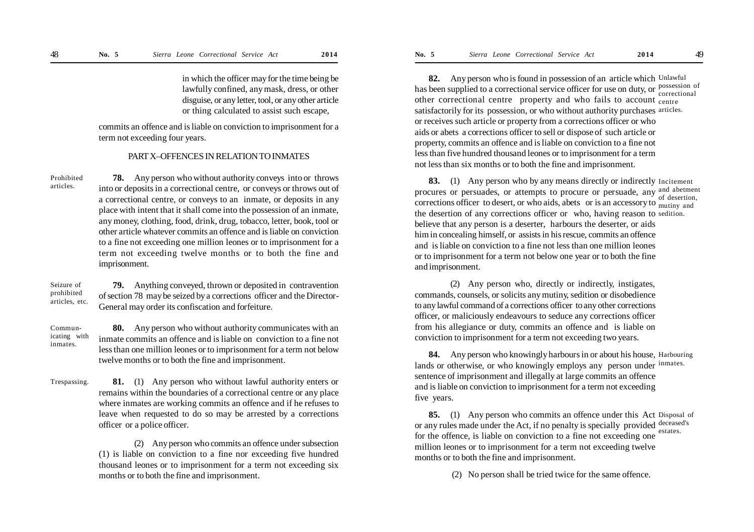in which the officer may for the time being be lawfully confined, any mask, dress, or other disguise, or any letter, tool, or any other article or thing calculated to assist such escape,

commits an offence and is liable on conviction to imprisonment for a term not exceeding four years.

## PART X–OFFENCES IN RELATION TO INMATES

*Prohibited articles.*

**78.** Any person who without authority conveys into or throws into or deposits in a correctional centre, or conveys or throws out of a correctional centre, or conveys to an inmate, or deposits in any place with intent that it shall come into the possession of an inmate, any money, clothing, food, drink, drug, tobacco, letter, book, tool or other article whatever commits an offence and is liable on conviction to a fine not exceeding one million leones or to imprisonment for a term not exceeding twelve months or to both the fine and imprisonment.

*Seizure of prohibited articles, etc.*

**79.** Anything conveyed, thrown or deposited in contravention of section 78 may be seized by a corrections officer and the Director-General may order its confiscation and forfeiture.

*Communicating with inmates.*

**80.** Any person who without authority communicates with an inmate commits an offence and is liable on conviction to a fine not less than one million leones or to imprisonment for a term not below twelve months or to both the fine and imprisonment.

*Trespassing.*

**81.** (1) Any person who without lawful authority enters or remains within the boundaries of a correctional centre or any place where inmates are working commits an offence and if he refuses to leave when requested to do so may be arrested by a corrections officer or a police officer.

(2) Any person who commits an offence under subsection (1) is liable on conviction to a fine nor exceeding five hundred thousand leones or to imprisonment for a term not exceeding six months or to both the fine and imprisonment.

*Unlawful possession of correctional centre articles.*

**82.** Any person who is found in possession of an article which has been supplied to a correctional service officer for use on duty, or other correctional centre property and who fails to account satisfactorily for its possession, or who without authority purchases or receives such article or property from a corrections officer or who aids or abets a corrections officer to sell or dispose of such article or property, commits an offence and is liable on conviction to a fine not less than five hundred thousand leones or to imprisonment for a term not less than six months or to both the fine and imprisonment.

*Incitement and abetment of desertion, mutiny and sedition.*

**83.** (1) Any person who by any means directly or indirectly procures or persuades, or attempts to procure or persuade, any corrections officer to desert, or who aids, abets or is an accessory to the desertion of any corrections officer or who, having reason to believe that any person is a deserter, harbours the deserter, or aids him in concealing himself, or assists in his rescue, commits an offence and is liable on conviction to a fine not less than one million leones or to imprisonment for a term not below one year or to both the fine and imprisonment.

(2) Any person who, directly or indirectly, instigates, commands, counsels, or solicits any mutiny, sedition or disobedience to any lawful command of a corrections officer to any other corrections officer, or maliciously endeavours to seduce any corrections officer from his allegiance or duty, commits an offence and is liable on conviction to imprisonment for a term not exceeding two years.

*Harbouring inmates.*

**84.** Any person who knowingly harbours in or about his house, lands or otherwise, or who knowingly employs any person under sentence of imprisonment and illegally at large commits an offence and is liable on conviction to imprisonment for a term not exceeding five years.

*Disposal of deceased's estates.*

**85.** (1) Any person who commits an offence under this Act or any rules made under the Act, if no penalty is specially provided for the offence, is liable on conviction to a fine not exceeding one million leones or to imprisonment for a term not exceeding twelve months or to both the fine and imprisonment.

(2) No person shall be tried twice for the same offence.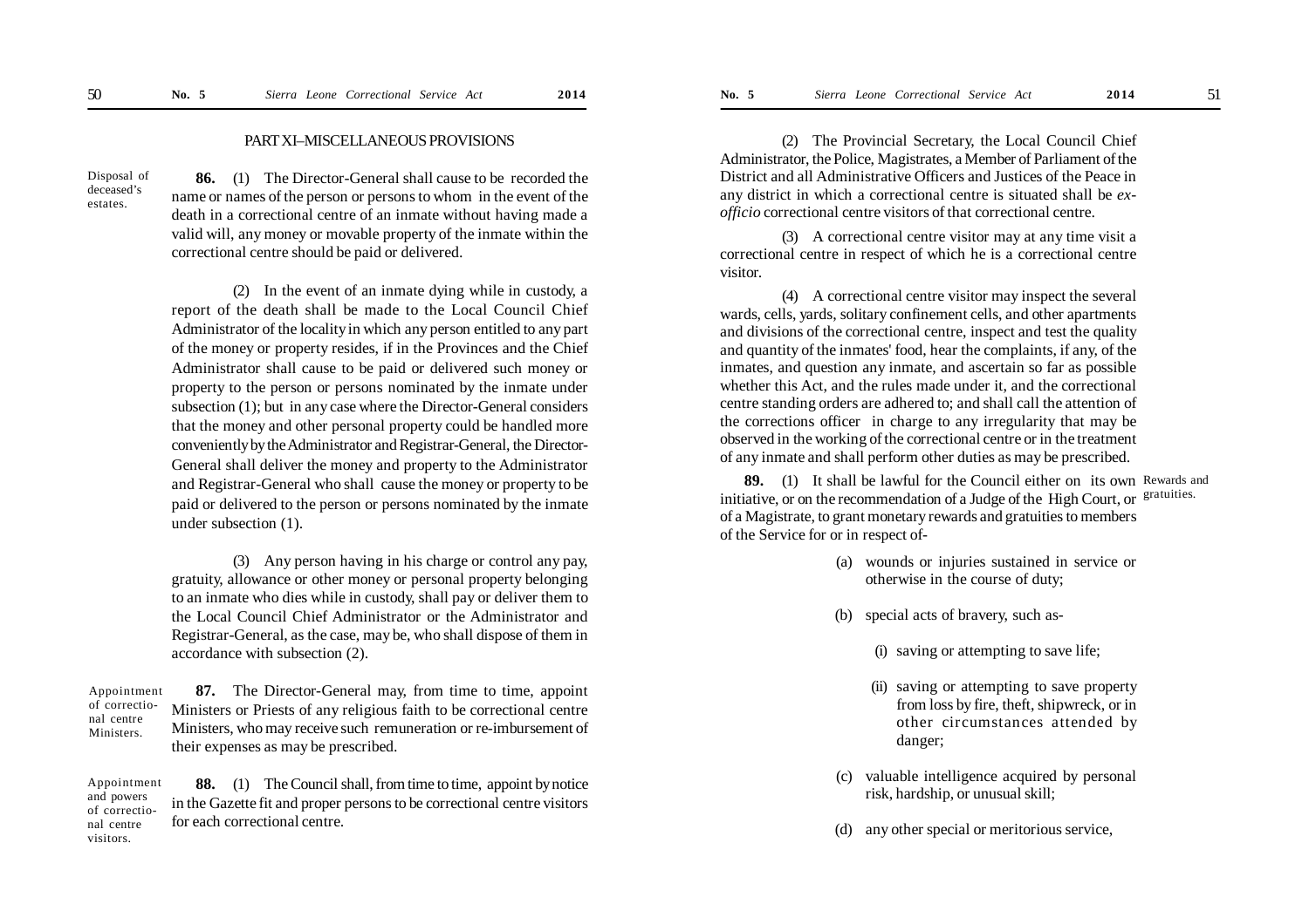## PART XI–MISCELLANEOUS PROVISIONS

Disposal of deceased's estates.

**86.** (1) The Director-General shall cause to be recorded the name or names of the person or persons to whom in the event of the death in a correctional centre of an inmate without having made a valid will, any money or movable property of the inmate within the correctional centre should be paid or delivered.

(2) In the event of an inmate dying while in custody, a report of the death shall be made to the Local Council Chief Administrator of the locality in which any person entitled to any part of the money or property resides, if in the Provinces and the Chief Administrator shall cause to be paid or delivered such money or property to the person or persons nominated by the inmate under subsection (1); but in any case where the Director-General considers that the money and other personal property could be handled more conveniently by the Administrator and Registrar-General, the Director-General shall deliver the money and property to the Administrator and Registrar-General who shall cause the money or property to be paid or delivered to the person or persons nominated by the inmate under subsection (1).

(3) Any person having in his charge or control any pay, gratuity, allowance or other money or personal property belonging to an inmate who dies while in custody, shall pay or deliver them to the Local Council Chief Administrator or the Administrator and Registrar-General, as the case, may be, who shall dispose of them in accordance with subsection (2).

Appointment of correctional centre Ministers.

**87.** The Director-General may, from time to time, appoint Ministers or Priests of any religious faith to be correctional centre Ministers, who may receive such remuneration or re-imbursement of their expenses as may be prescribed.

Appointment and powers of correctional centre visitors.

**88.** (1) The Council shall, from time to time, appoint by notice in the Gazette fit and proper persons to be correctional centre visitors for each correctional centre.

(2) The Provincial Secretary, the Local Council Chief Administrator, the Police, Magistrates, a Member of Parliament of the District and all Administrative Officers and Justices of the Peace in any district in which a correctional centre is situated shall be *ex-officio* correctional centre visitors of that correctional centre.

(3) A correctional centre visitor may at any time visit a correctional centre in respect of which he is a correctional centre visitor.

(4) A correctional centre visitor may inspect the several wards, cells, yards, solitary confinement cells, and other apartments and divisions of the correctional centre, inspect and test the quality and quantity of the inmates' food, hear the complaints, if any, of the inmates, and question any inmate, and ascertain so far as possible whether this Act, and the rules made under it, and the correctional centre standing orders are adhered to; and shall call the attention of the corrections officer in charge to any irregularity that may be observed in the working of the correctional centre or in the treatment of any inmate and shall perform other duties as may be prescribed.

Rewards and gratuities.

**89.** (1) It shall be lawful for the Council either on its own initiative, or on the recommendation of a Judge of the High Court, or of a Magistrate, to grant monetary rewards and gratuities to members of the Service for or in respect of-

(a) wounds or injuries sustained in service or otherwise in the course of duty;

(b) special acts of bravery, such as-

(i) saving or attempting to save life;

(ii) saving or attempting to save property from loss by fire, theft, shipwreck, or in other circumstances attended by danger;

(c) valuable intelligence acquired by personal risk, hardship, or unusual skill;

(d) any other special or meritorious service,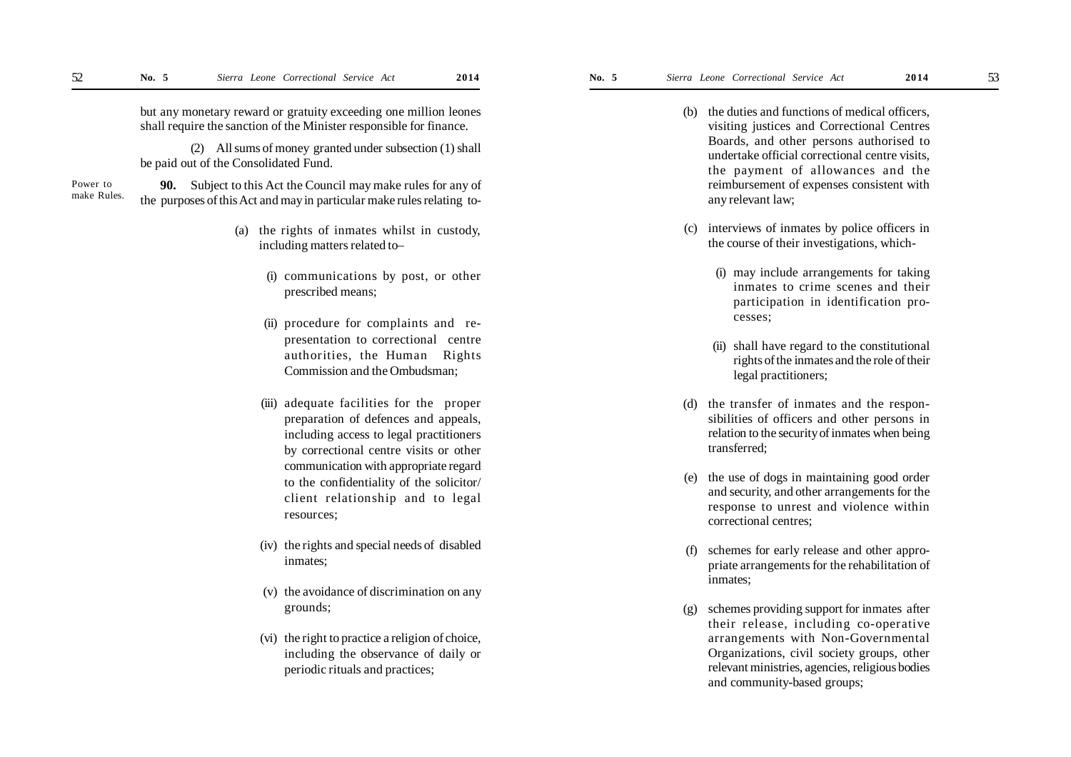but any monetary reward or gratuity exceeding one million leones shall require the sanction of the Minister responsible for finance.

(2) All sums of money granted under subsection (1) shall be paid out of the Consolidated Fund.

Power to make Rules.

**90.** Subject to this Act the Council may make rules for any of the purposes of this Act and may in particular make rules relating to-

(a) the rights of inmates whilst in custody, including matters related to–

(i) communications by post, or other prescribed means;

(ii) procedure for complaints and representation to correctional centre authorities, the Human Rights Commission and the Ombudsman;

(iii) adequate facilities for the proper preparation of defences and appeals, including access to legal practitioners by correctional centre visits or other communication with appropriate regard to the confidentiality of the solicitor/client relationship and to legal resources;

(iv) the rights and special needs of disabled inmates;

(v) the avoidance of discrimination on any grounds;

(vi) the right to practice a religion of choice, including the observance of daily or periodic rituals and practices;

(b) the duties and functions of medical officers, visiting justices and Correctional Centres Boards, and other persons authorised to undertake official correctional centre visits, the payment of allowances and the reimbursement of expenses consistent with any relevant law;

(c) interviews of inmates by police officers in the course of their investigations, which-

(i) may include arrangements for taking inmates to crime scenes and their participation in identification processes;

(ii) shall have regard to the constitutional rights of the inmates and the role of their legal practitioners;

(d) the transfer of inmates and the responsibilities of officers and other persons in relation to the security of inmates when being transferred;

(e) the use of dogs in maintaining good order and security, and other arrangements for the response to unrest and violence within correctional centres;

(f) schemes for early release and other appropriate arrangements for the rehabilitation of inmates;

(g) schemes providing support for inmates after their release, including co-operative arrangements with Non-Governmental Organizations, civil society groups, other relevant ministries, agencies, religious bodies and community-based groups;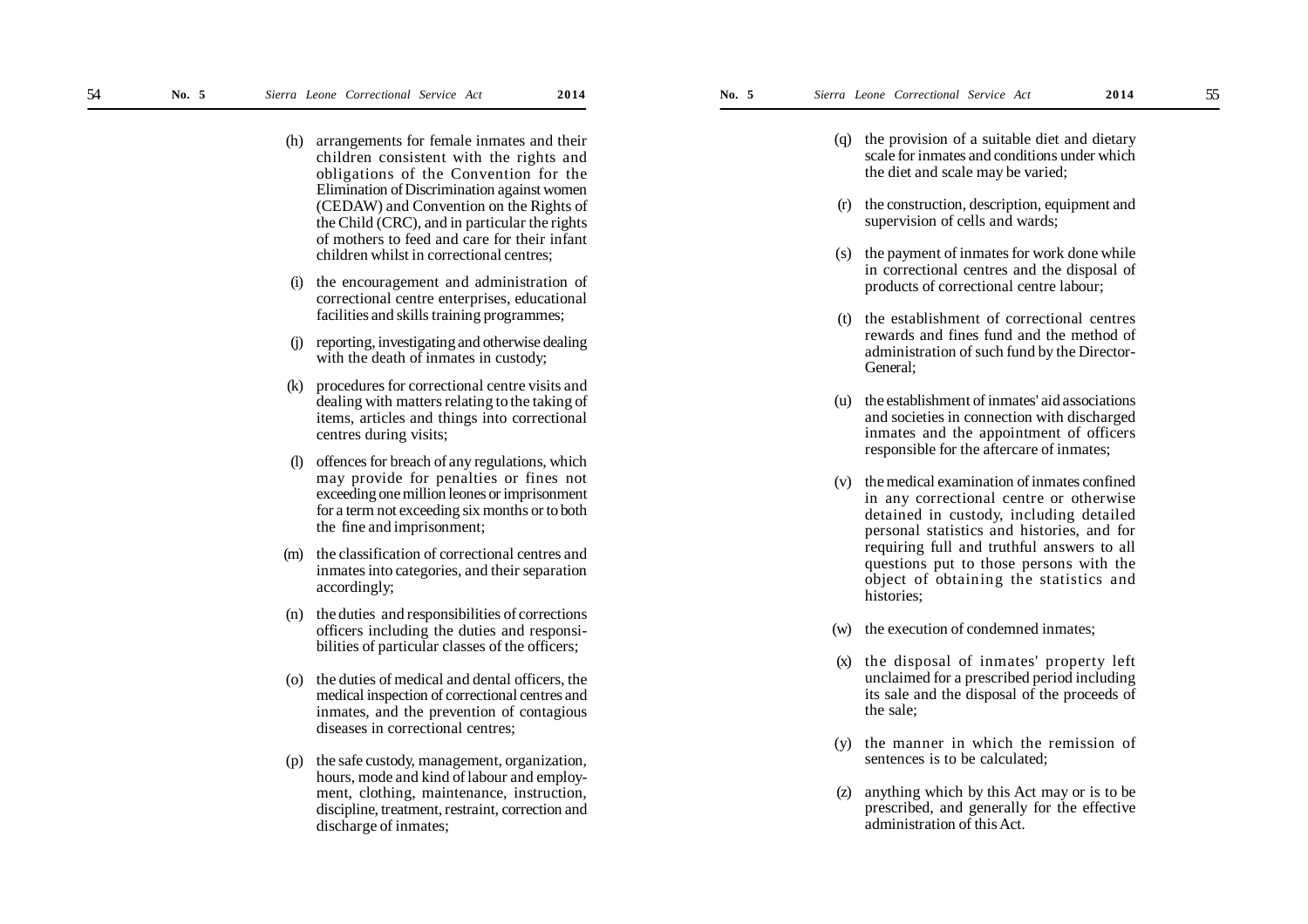(h) arrangements for female inmates and their children consistent with the rights and obligations of the Convention for the Elimination of Discrimination against women (CEDAW) and Convention on the Rights of the Child (CRC), and in particular the rights of mothers to feed and care for their infant children whilst in correctional centres;

(i) the encouragement and administration of correctional centre enterprises, educational facilities and skills training programmes;

(j) reporting, investigating and otherwise dealing with the death of inmates in custody;

(k) procedures for correctional centre visits and dealing with matters relating to the taking of items, articles and things into correctional centres during visits;

(l) offences for breach of any regulations, which may provide for penalties or fines not exceeding one million leones or imprisonment for a term not exceeding six months or to both the fine and imprisonment;

(m) the classification of correctional centres and inmates into categories, and their separation accordingly;

(n) the duties and responsibilities of corrections officers including the duties and responsibilities of particular classes of the officers;

(o) the duties of medical and dental officers, the medical inspection of correctional centres and inmates, and the prevention of contagious diseases in correctional centres;

(p) the safe custody, management, organization, hours, mode and kind of labour and employment, clothing, maintenance, instruction, discipline, treatment, restraint, correction and discharge of inmates;

(q) the provision of a suitable diet and dietary scale for inmates and conditions under which the diet and scale may be varied;

(r) the construction, description, equipment and supervision of cells and wards;

(s) the payment of inmates for work done while in correctional centres and the disposal of products of correctional centre labour;

(t) the establishment of correctional centres rewards and fines fund and the method of administration of such fund by the Director-General;

(u) the establishment of inmates' aid associations and societies in connection with discharged inmates and the appointment of officers responsible for the aftercare of inmates;

(v) the medical examination of inmates confined in any correctional centre or otherwise detained in custody, including detailed personal statistics and histories, and for requiring full and truthful answers to all questions put to those persons with the object of obtaining the statistics and histories;

(w) the execution of condemned inmates;

(x) the disposal of inmates' property left unclaimed for a prescribed period including its sale and the disposal of the proceeds of the sale;

(y) the manner in which the remission of sentences is to be calculated;

(z) anything which by this Act may or is to be prescribed, and generally for the effective administration of this Act.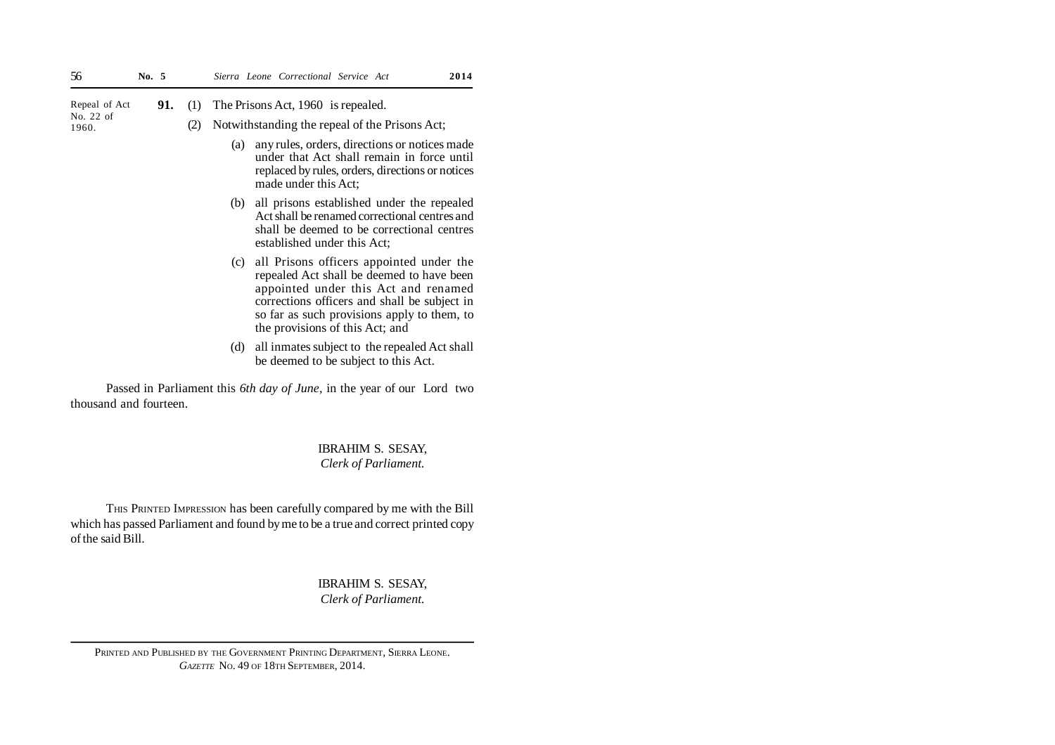Repeal of Act No. 22 of 1960.

**91.** (1) The Prisons Act, 1960 is repealed.

(2) Notwithstanding the repeal of the Prisons Act;

(a) any rules, orders, directions or notices made under that Act shall remain in force until replaced by rules, orders, directions or notices made under this Act;

(b) all prisons established under the repealed Act shall be renamed correctional centres and shall be deemed to be correctional centres established under this Act;

(c) all Prisons officers appointed under the repealed Act shall be deemed to have been appointed under this Act and renamed corrections officers and shall be subject in so far as such provisions apply to them, to the provisions of this Act; and

(d) all inmates subject to the repealed Act shall be deemed to be subject to this Act.

Passed in Parliament this *6th day of June*, in the year of our Lord two thousand and fourteen.

IBRAHIM S. SESAY,
*Clerk of Parliament.*

THIS PRINTED IMPRESSION has been carefully compared by me with the Bill which has passed Parliament and found by me to be a true and correct printed copy of the said Bill.

IBRAHIM S. SESAY,
*Clerk of Parliament.*

PRINTED AND PUBLISHED BY THE GOVERNMENT PRINTING DEPARTMENT, SIERRA LEONE.
*GAZETTE* NO. 49 OF 18TH SEPTEMBER, 2014.